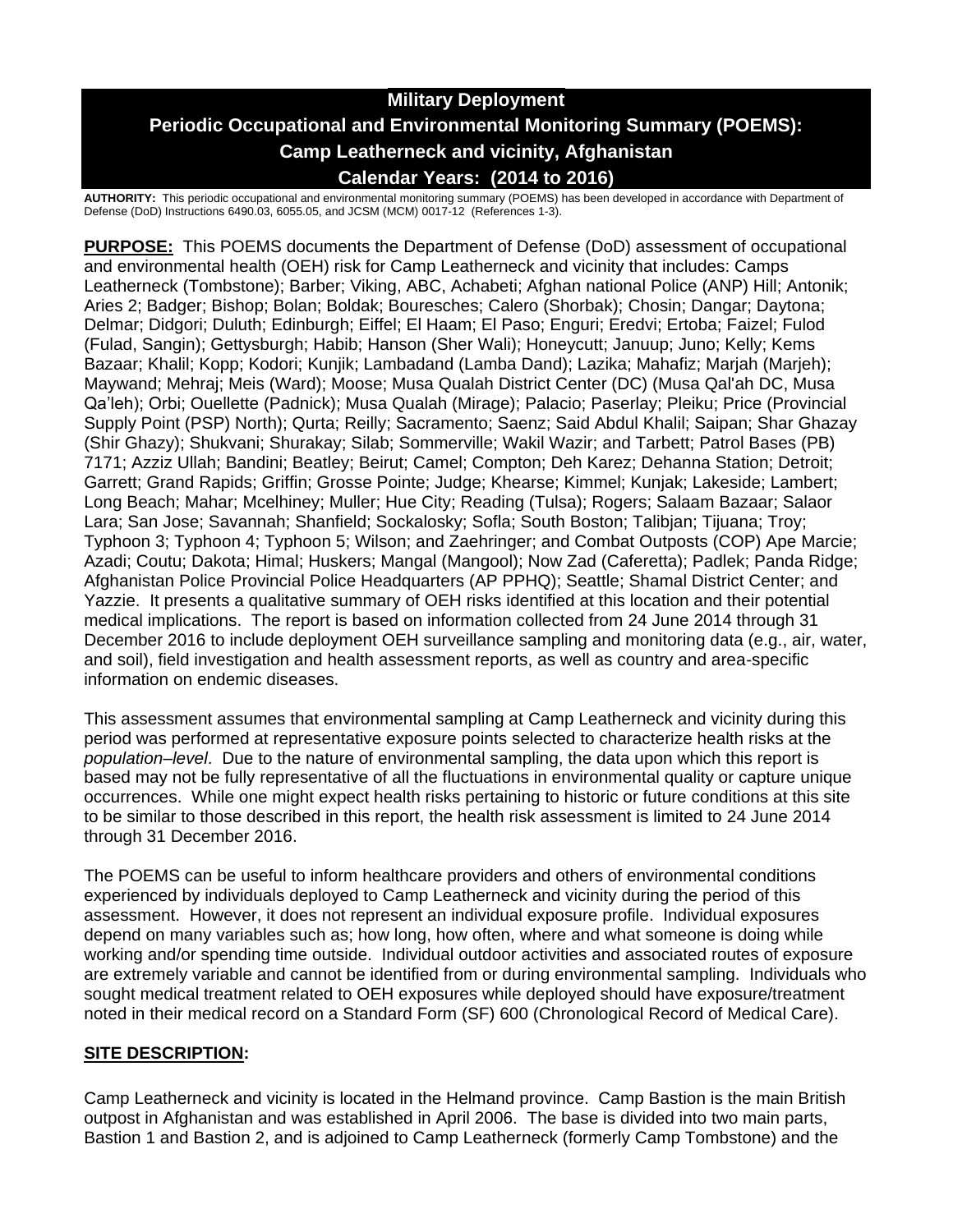# Military Deployment

# Periodic Occupational and Environmental Monitoring Summary (POEMS): Camp Leatherneck and vicinity, Afghanistan

# Calendar Years: (2014 to 2016)

**AUTHORITY:** This periodic occupational and environmental monitoring summary (POEMS) has been developed in accordance with Department of Defense (DoD) Instructions 6490.03, 6055.05, and JCSM (MCM) 0017-12 (References 1-3).

**PURPOSE:** This POEMS documents the Department of Defense (DoD) assessment of occupational and environmental health (OEH) risk for Camp Leatherneck and vicinity that includes: Camps Leatherneck (Tombstone); Barber; Viking, ABC, Achabeti; Afghan national Police (ANP) Hill; Antonik; Aries 2; Badger; Bishop; Bolan; Boldak; Bouresches; Calero (Shorbak); Chosin; Dangar; Daytona; Delmar; Didgori; Duluth; Edinburgh; Eiffel; El Haam; El Paso; Enguri; Eredvi; Ertoba; Faizel; Fulod (Fulad, Sangin); Gettysburgh; Habib; Hanson (Sher Wali); Honeycutt; Januup; Juno; Kelly; Kems Bazaar; Khalil; Kopp; Kodori; Kunjik; Lambadand (Lamba Dand); Lazika; Mahafiz; Marjah (Marjeh); Maywand; Mehraj; Meis (Ward); Moose; Musa Qualah District Center (DC) (Musa Qal'ah DC, Musa Qa'leh); Orbi; Ouellette (Padnick); Musa Qualah (Mirage); Palacio; Paserlay; Pleiku; Price (Provincial Supply Point (PSP) North); Qurta; Reilly; Sacramento; Saenz; Said Abdul Khalil; Saipan; Shar Ghazay (Shir Ghazy); Shukvani; Shurakay; Silab; Sommerville; Wakil Wazir; and Tarbett; Patrol Bases (PB) 7171; Azziz Ullah; Bandini; Beatley; Beirut; Camel; Compton; Deh Karez; Dehanna Station; Detroit; Garrett; Grand Rapids; Griffin; Grosse Pointe; Judge; Khearse; Kimmel; Kunjak; Lakeside; Lambert; Long Beach; Mahar; Mcelhiney; Muller; Hue City; Reading (Tulsa); Rogers; Salaam Bazaar; Salaor Lara; San Jose; Savannah; Shanfield; Sockalosky; Sofla; South Boston; Talibjan; Tijuana; Troy; Typhoon 3; Typhoon 4; Typhoon 5; Wilson; and Zaehringer; and Combat Outposts (COP) Ape Marcie; Azadi; Coutu; Dakota; Himal; Huskers; Mangal (Mangool); Now Zad (Caferetta); Padlek; Panda Ridge; Afghanistan Police Provincial Police Headquarters (AP PPHQ); Seattle; Shamal District Center; and Yazzie. It presents a qualitative summary of OEH risks identified at this location and their potential medical implications. The report is based on information collected from 24 June 2014 through 31 December 2016 to include deployment OEH surveillance sampling and monitoring data (e.g., air, water, and soil), field investigation and health assessment reports, as well as country and area-specific information on endemic diseases.

This assessment assumes that environmental sampling at Camp Leatherneck and vicinity during this period was performed at representative exposure points selected to characterize health risks at the *population–level*. Due to the nature of environmental sampling, the data upon which this report is based may not be fully representative of all the fluctuations in environmental quality or capture unique occurrences. While one might expect health risks pertaining to historic or future conditions at this site to be similar to those described in this report, the health risk assessment is limited to 24 June 2014 through 31 December 2016.

The POEMS can be useful to inform healthcare providers and others of environmental conditions experienced by individuals deployed to Camp Leatherneck and vicinity during the period of this assessment. However, it does not represent an individual exposure profile. Individual exposures depend on many variables such as; how long, how often, where and what someone is doing while working and/or spending time outside. Individual outdoor activities and associated routes of exposure are extremely variable and cannot be identified from or during environmental sampling. Individuals who sought medical treatment related to OEH exposures while deployed should have exposure/treatment noted in their medical record on a Standard Form (SF) 600 (Chronological Record of Medical Care).

## SITE DESCRIPTION:

Camp Leatherneck and vicinity is located in the Helmand province. Camp Bastion is the main British outpost in Afghanistan and was established in April 2006. The base is divided into two main parts, Bastion 1 and Bastion 2, and is adjoined to Camp Leatherneck (formerly Camp Tombstone) and the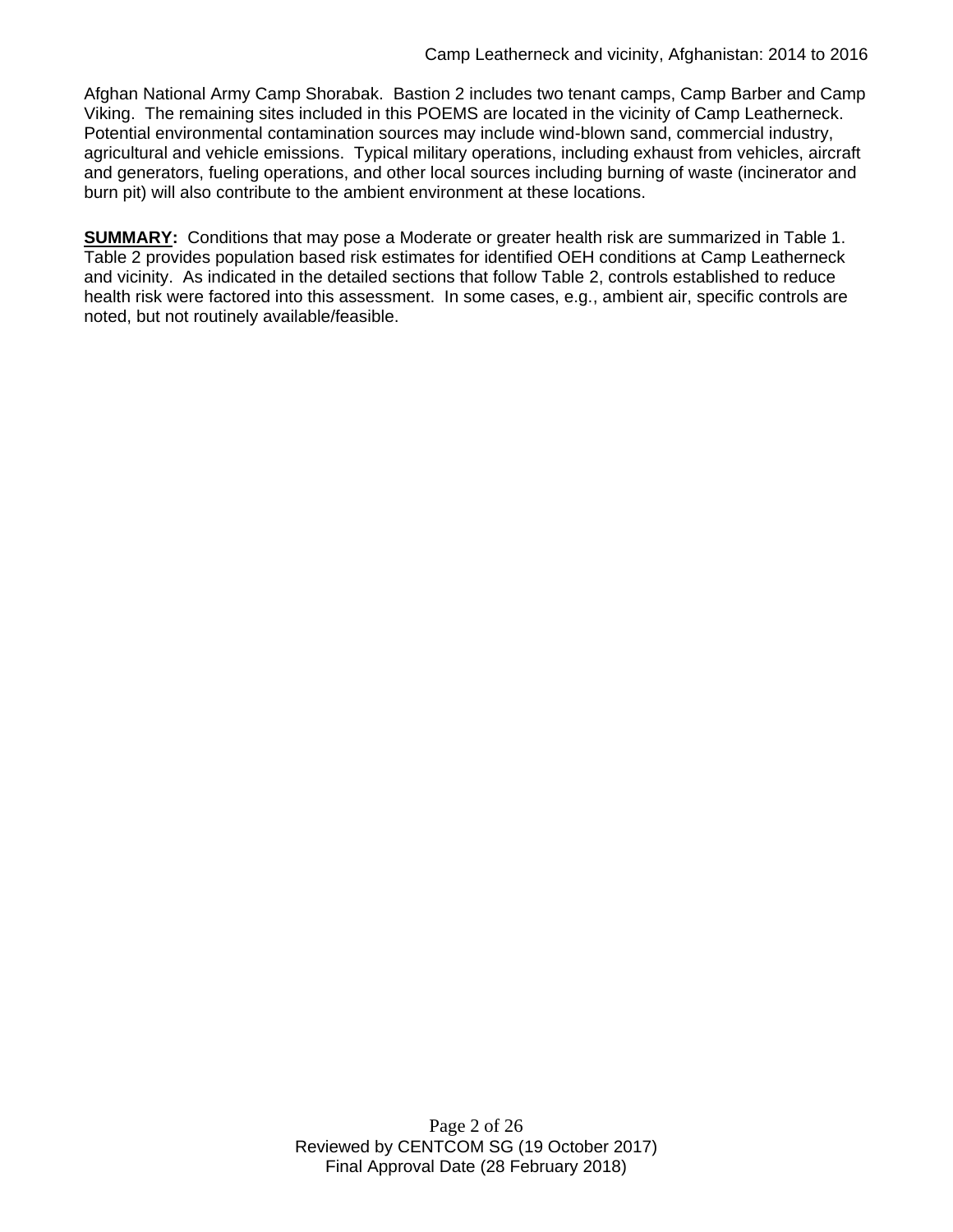Afghan National Army Camp Shorabak. Bastion 2 includes two tenant camps, Camp Barber and Camp Viking. The remaining sites included in this POEMS are located in the vicinity of Camp Leatherneck. Potential environmental contamination sources may include wind-blown sand, commercial industry, agricultural and vehicle emissions. Typical military operations, including exhaust from vehicles, aircraft and generators, fueling operations, and other local sources including burning of waste (incinerator and burn pit) will also contribute to the ambient environment at these locations.

**SUMMARY:** Conditions that may pose a Moderate or greater health risk are summarized in Table 1. Table 2 provides population based risk estimates for identified OEH conditions at Camp Leatherneck and vicinity. As indicated in the detailed sections that follow Table 2, controls established to reduce health risk were factored into this assessment. In some cases, e.g., ambient air, specific controls are noted, but not routinely available/feasible.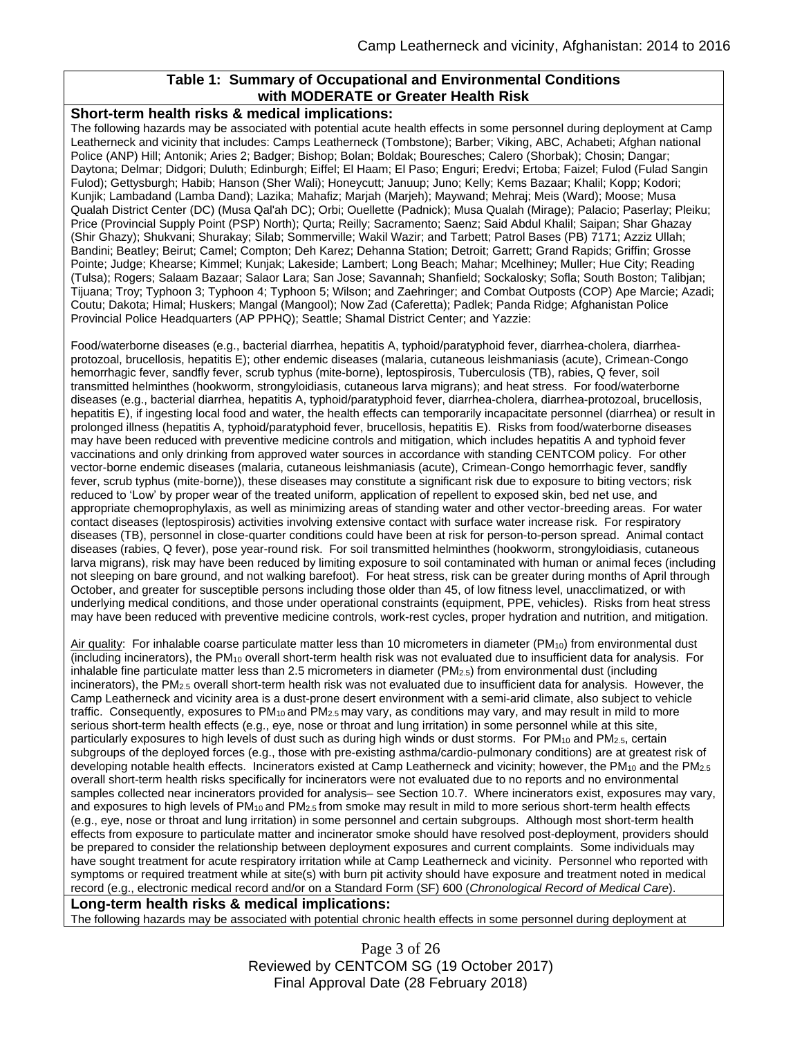## Table 1: Summary of Occupational and Environmental Conditions with MODERATE or Greater Health Risk

**Short-term health risks & medical implications:**

The following hazards may be associated with potential acute health effects in some personnel during deployment at Camp Leatherneck and vicinity that includes: Camps Leatherneck (Tombstone); Barber; Viking, ABC, Achabeti; Afghan national Police (ANP) Hill; Antonik; Aries 2; Badger; Bishop; Bolan; Boldak; Bouresches; Calero (Shorbak); Chosin; Dangar; Daytona; Delmar; Didgori; Duluth; Edinburgh; Eiffel; El Haam; El Paso; Enguri; Eredvi; Ertoba; Faizel; Fulod (Fulad Sangin Fulod); Gettysburgh; Habib; Hanson (Sher Wali); Honeycutt; Januup; Juno; Kelly; Kems Bazaar; Khalil; Kopp; Kodori; Kunjik; Lambadand (Lamba Dand); Lazika; Mahafiz; Marjah (Marjeh); Maywand; Mehraj; Meis (Ward); Moose; Musa Qualah District Center (DC) (Musa Qal'ah DC); Orbi; Ouellette (Padnick); Musa Qualah (Mirage); Palacio; Paserlay; Pleiku; Price (Provincial Supply Point (PSP) North); Qurta; Reilly; Sacramento; Saenz; Said Abdul Khalil; Saipan; Shar Ghazay (Shir Ghazy); Shukvani; Shurakay; Silab; Sommerville; Wakil Wazir; and Tarbett; Patrol Bases (PB) 7171; Azziz Ullah; Bandini; Beatley; Beirut; Camel; Compton; Deh Karez; Dehanna Station; Detroit; Garrett; Grand Rapids; Griffin; Grosse Pointe; Judge; Khearse; Kimmel; Kunjak; Lakeside; Lambert; Long Beach; Mahar; Mcelhiney; Muller; Hue City; Reading (Tulsa); Rogers; Salaam Bazaar; Salaor Lara; San Jose; Savannah; Shanfield; Sockalosky; Sofla; South Boston; Talibjan; Tijuana; Troy; Typhoon 3; Typhoon 4; Typhoon 5; Wilson; and Zaehringer; and Combat Outposts (COP) Ape Marcie; Azadi; Coutu; Dakota; Himal; Huskers; Mangal (Mangool); Now Zad (Caferetta); Padlek; Panda Ridge; Afghanistan Police Provincial Police Headquarters (AP PPHQ); Seattle; Shamal District Center; and Yazzie:

Food/waterborne diseases (e.g., bacterial diarrhea, hepatitis A, typhoid/paratyphoid fever, diarrhea-cholera, diarrhea-protozoal, brucellosis, hepatitis E); other endemic diseases (malaria, cutaneous leishmaniasis (acute), Crimean-Congo hemorrhagic fever, sandfly fever, scrub typhus (mite-borne), leptospirosis, Tuberculosis (TB), rabies, Q fever, soil transmitted helminthes (hookworm, strongyloidiasis, cutaneous larva migrans); and heat stress. For food/waterborne diseases (e.g., bacterial diarrhea, hepatitis A, typhoid/paratyphoid fever, diarrhea-cholera, diarrhea-protozoal, brucellosis, hepatitis E), if ingesting local food and water, the health effects can temporarily incapacitate personnel (diarrhea) or result in prolonged illness (hepatitis A, typhoid/paratyphoid fever, brucellosis, hepatitis E). Risks from food/waterborne diseases may have been reduced with preventive medicine controls and mitigation, which includes hepatitis A and typhoid fever vaccinations and only drinking from approved water sources in accordance with standing CENTCOM policy. For other vector-borne endemic diseases (malaria, cutaneous leishmaniasis (acute), Crimean-Congo hemorrhagic fever, sandfly fever, scrub typhus (mite-borne)), these diseases may constitute a significant risk due to exposure to biting vectors; risk reduced to 'Low' by proper wear of the treated uniform, application of repellent to exposed skin, bed net use, and appropriate chemoprophylaxis, as well as minimizing areas of standing water and other vector-breeding areas. For water contact diseases (leptospirosis) activities involving extensive contact with surface water increase risk. For respiratory diseases (TB), personnel in close-quarter conditions could have been at risk for person-to-person spread. Animal contact diseases (rabies, Q fever), pose year-round risk. For soil transmitted helminthes (hookworm, strongyloidiasis, cutaneous larva migrans), risk may have been reduced by limiting exposure to soil contaminated with human or animal feces (including not sleeping on bare ground, and not walking barefoot). For heat stress, risk can be greater during months of April through October, and greater for susceptible persons including those older than 45, of low fitness level, unacclimatized, or with underlying medical conditions, and those under operational constraints (equipment, PPE, vehicles). Risks from heat stress may have been reduced with preventive medicine controls, work-rest cycles, proper hydration and nutrition, and mitigation.

Air quality: For inhalable coarse particulate matter less than 10 micrometers in diameter ($PM_{10}$) from environmental dust (including incinerators), the $PM_{10}$ overall short-term health risk was not evaluated due to insufficient data for analysis. For inhalable fine particulate matter less than 2.5 micrometers in diameter ($PM_{2.5}$) from environmental dust (including incinerators), the $PM_{2.5}$ overall short-term health risk was not evaluated due to insufficient data for analysis. However, the Camp Leatherneck and vicinity area is a dust-prone desert environment with a semi-arid climate, also subject to vehicle traffic. Consequently, exposures to $PM_{10}$ and $PM_{2.5}$ may vary, as conditions may vary, and may result in mild to more serious short-term health effects (e.g., eye, nose or throat and lung irritation) in some personnel while at this site, particularly exposures to high levels of dust such as during high winds or dust storms. For $PM_{10}$ and $PM_{2.5}$, certain subgroups of the deployed forces (e.g., those with pre-existing asthma/cardio-pulmonary conditions) are at greatest risk of developing notable health effects. Incinerators existed at Camp Leatherneck and vicinity; however, the $PM_{10}$ and the $PM_{2.5}$ overall short-term health risks specifically for incinerators were not evaluated due to no reports and no environmental samples collected near incinerators provided for analysis– see Section 10.7. Where incinerators exist, exposures may vary, and exposures to high levels of $PM_{10}$ and $PM_{2.5}$ from smoke may result in mild to more serious short-term health effects (e.g., eye, nose or throat and lung irritation) in some personnel and certain subgroups. Although most short-term health effects from exposure to particulate matter and incinerator smoke should have resolved post-deployment, providers should be prepared to consider the relationship between deployment exposures and current complaints. Some individuals may have sought treatment for acute respiratory irritation while at Camp Leatherneck and vicinity. Personnel who reported with symptoms or required treatment while at site(s) with burn pit activity should have exposure and treatment noted in medical record (e.g., electronic medical record and/or on a Standard Form (SF) 600 (*Chronological Record of Medical Care*).

**Long-term health risks & medical implications:**

The following hazards may be associated with potential chronic health effects in some personnel during deployment at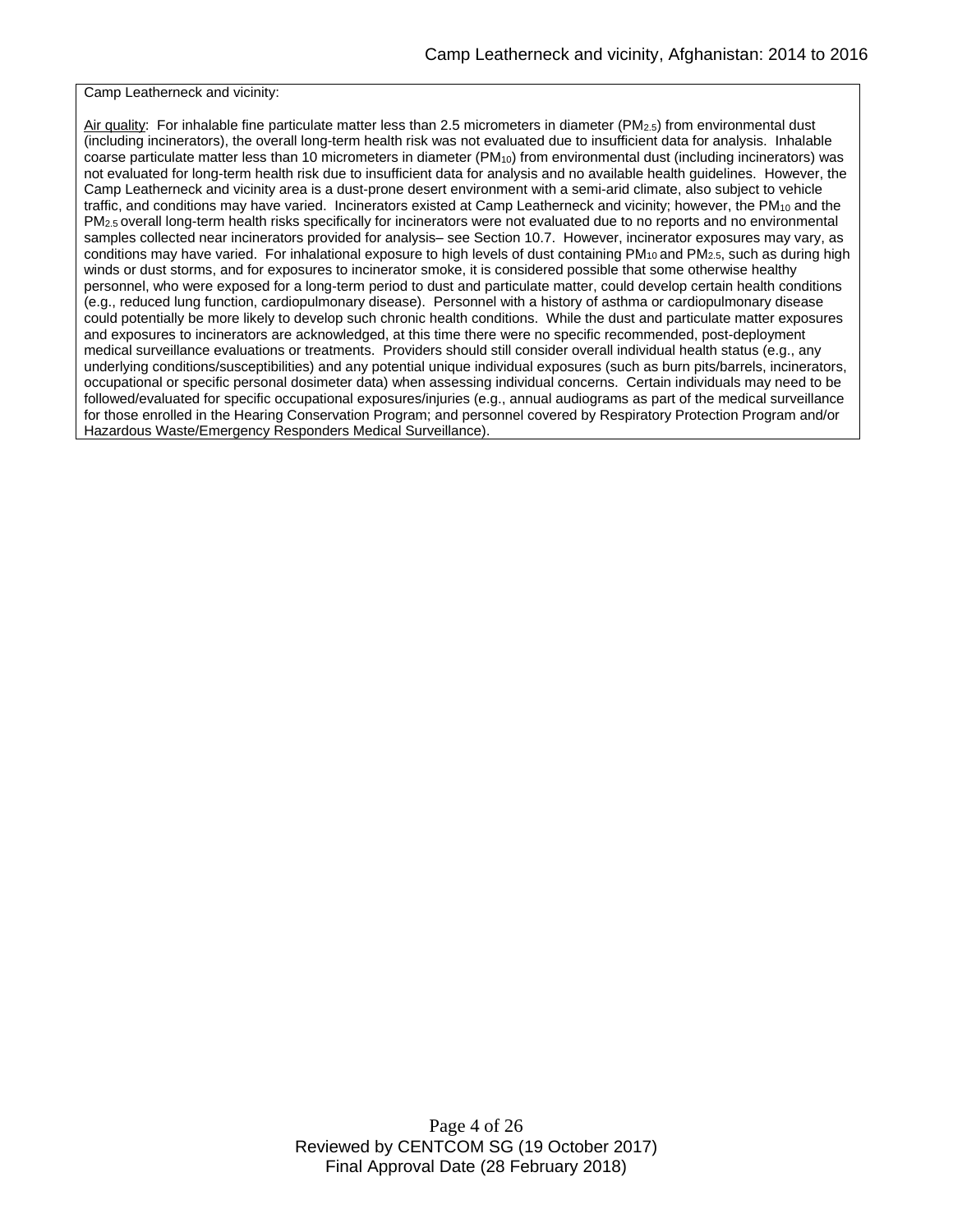Camp Leatherneck and vicinity:

Air quality: For inhalable fine particulate matter less than 2.5 micrometers in diameter ($PM_{2.5}$) from environmental dust (including incinerators), the overall long-term health risk was not evaluated due to insufficient data for analysis. Inhalable coarse particulate matter less than 10 micrometers in diameter ($PM_{10}$) from environmental dust (including incinerators) was not evaluated for long-term health risk due to insufficient data for analysis and no available health guidelines. However, the Camp Leatherneck and vicinity area is a dust-prone desert environment with a semi-arid climate, also subject to vehicle traffic, and conditions may have varied. Incinerators existed at Camp Leatherneck and vicinity; however, the $PM_{10}$ and the $PM_{2.5}$ overall long-term health risks specifically for incinerators were not evaluated due to no reports and no environmental samples collected near incinerators provided for analysis– see Section 10.7. However, incinerator exposures may vary, as conditions may have varied. For inhalational exposure to high levels of dust containing $PM_{10}$ and $PM_{2.5}$, such as during high winds or dust storms, and for exposures to incinerator smoke, it is considered possible that some otherwise healthy personnel, who were exposed for a long-term period to dust and particulate matter, could develop certain health conditions (e.g., reduced lung function, cardiopulmonary disease). Personnel with a history of asthma or cardiopulmonary disease could potentially be more likely to develop such chronic health conditions. While the dust and particulate matter exposures and exposures to incinerators are acknowledged, at this time there were no specific recommended, post-deployment medical surveillance evaluations or treatments. Providers should still consider overall individual health status (e.g., any underlying conditions/susceptibilities) and any potential unique individual exposures (such as burn pits/barrels, incinerators, occupational or specific personal dosimeter data) when assessing individual concerns. Certain individuals may need to be followed/evaluated for specific occupational exposures/injuries (e.g., annual audiograms as part of the medical surveillance for those enrolled in the Hearing Conservation Program; and personnel covered by Respiratory Protection Program and/or Hazardous Waste/Emergency Responders Medical Surveillance).

Reviewed by CENTCOM SG (19 October 2017)
Final Approval Date (28 February 2018)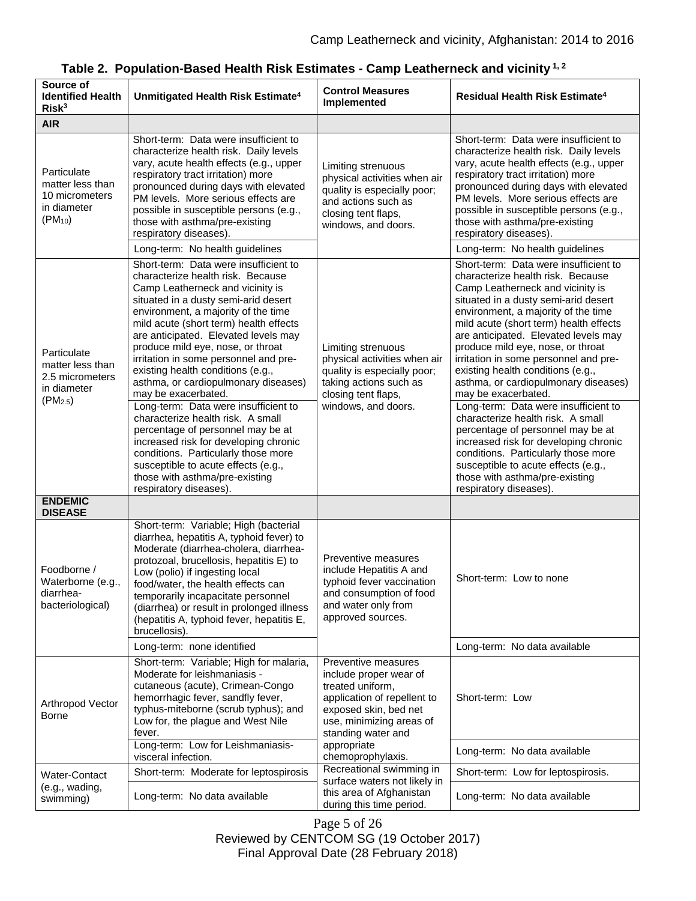**Table 2. Population-Based Health Risk Estimates - Camp Leatherneck and vicinity [1, 2]**

| Source of Identified Health Risk[3] | Unmitigated Health Risk Estimate[4] | Control Measures Implemented | Residual Health Risk Estimate[4] |
|---|---|---|---|
| **AIR** | | | |
| Particulate matter less than 10 micrometers in diameter ($PM_{10}$) | Short-term: Data were insufficient to characterize health risk. Daily levels vary, acute health effects (e.g., upper respiratory tract irritation) more pronounced during days with elevated PM levels. More serious effects are possible in susceptible persons (e.g., those with asthma/pre-existing respiratory diseases). | Limiting strenuous physical activities when air quality is especially poor; and actions such as closing tent flaps, windows, and doors. | Short-term: Data were insufficient to characterize health risk. Daily levels vary, acute health effects (e.g., upper respiratory tract irritation) more pronounced during days with elevated PM levels. More serious effects are possible in susceptible persons (e.g., those with asthma/pre-existing respiratory diseases). |
| | Long-term: No health guidelines | | Long-term: No health guidelines |
| Particulate matter less than 2.5 micrometers in diameter ($PM_{2.5}$) | Short-term: Data were insufficient to characterize health risk. Because Camp Leatherneck and vicinity is situated in a dusty semi-arid desert environment, a majority of the time mild acute (short term) health effects are anticipated. Elevated levels may produce mild eye, nose, or throat irritation in some personnel and pre-existing health conditions (e.g., asthma, or cardiopulmonary diseases) may be exacerbated. | Limiting strenuous physical activities when air quality is especially poor; taking actions such as closing tent flaps, windows, and doors. | Short-term: Data were insufficient to characterize health risk. Because Camp Leatherneck and vicinity is situated in a dusty semi-arid desert environment, a majority of the time mild acute (short term) health effects are anticipated. Elevated levels may produce mild eye, nose, or throat irritation in some personnel and pre-existing health conditions (e.g., asthma, or cardiopulmonary diseases) may be exacerbated. |
| | Long-term: Data were insufficient to characterize health risk. A small percentage of personnel may be at increased risk for developing chronic conditions. Particularly those more susceptible to acute effects (e.g., those with asthma/pre-existing respiratory diseases). | | Long-term: Data were insufficient to characterize health risk. A small percentage of personnel may be at increased risk for developing chronic conditions. Particularly those more susceptible to acute effects (e.g., those with asthma/pre-existing respiratory diseases). |
| **ENDEMIC DISEASE** | | | |
| Foodborne / Waterborne (e.g., diarrhea-bacteriological) | Short-term: Variable; High (bacterial diarrhea, hepatitis A, typhoid fever) to Moderate (diarrhea-cholera, diarrhea-protozoal, brucellosis, hepatitis E) to Low (polio) if ingesting local food/water, the health effects can temporarily incapacitate personnel (diarrhea) or result in prolonged illness (hepatitis A, typhoid fever, hepatitis E, brucellosis). | Preventive measures include Hepatitis A and typhoid fever vaccination and consumption of food and water only from approved sources. | Short-term: Low to none |
| | Long-term: none identified | | Long-term: No data available |
| Arthropod Vector Borne | Short-term: Variable; High for malaria, Moderate for leishmaniasis - cutaneous (acute), Crimean-Congo hemorrhagic fever, sandfly fever, typhus-miteborne (scrub typhus); and Low for, the plague and West Nile fever. | Preventive measures include proper wear of treated uniform, application of repellent to exposed skin, bed net use, minimizing areas of standing water and appropriate chemoprophylaxis. | Short-term: Low |
| | Long-term: Low for Leishmaniasis-visceral infection. | | Long-term: No data available |
| Water-Contact (e.g., wading, swimming) | Short-term: Moderate for leptospirosis | Recreational swimming in surface waters not likely in this area of Afghanistan during this time period. | Short-term: Low for leptospirosis. |
| | Long-term: No data available | | Long-term: No data available |

Reviewed by CENTCOM SG (19 October 2017)
Final Approval Date (28 February 2018)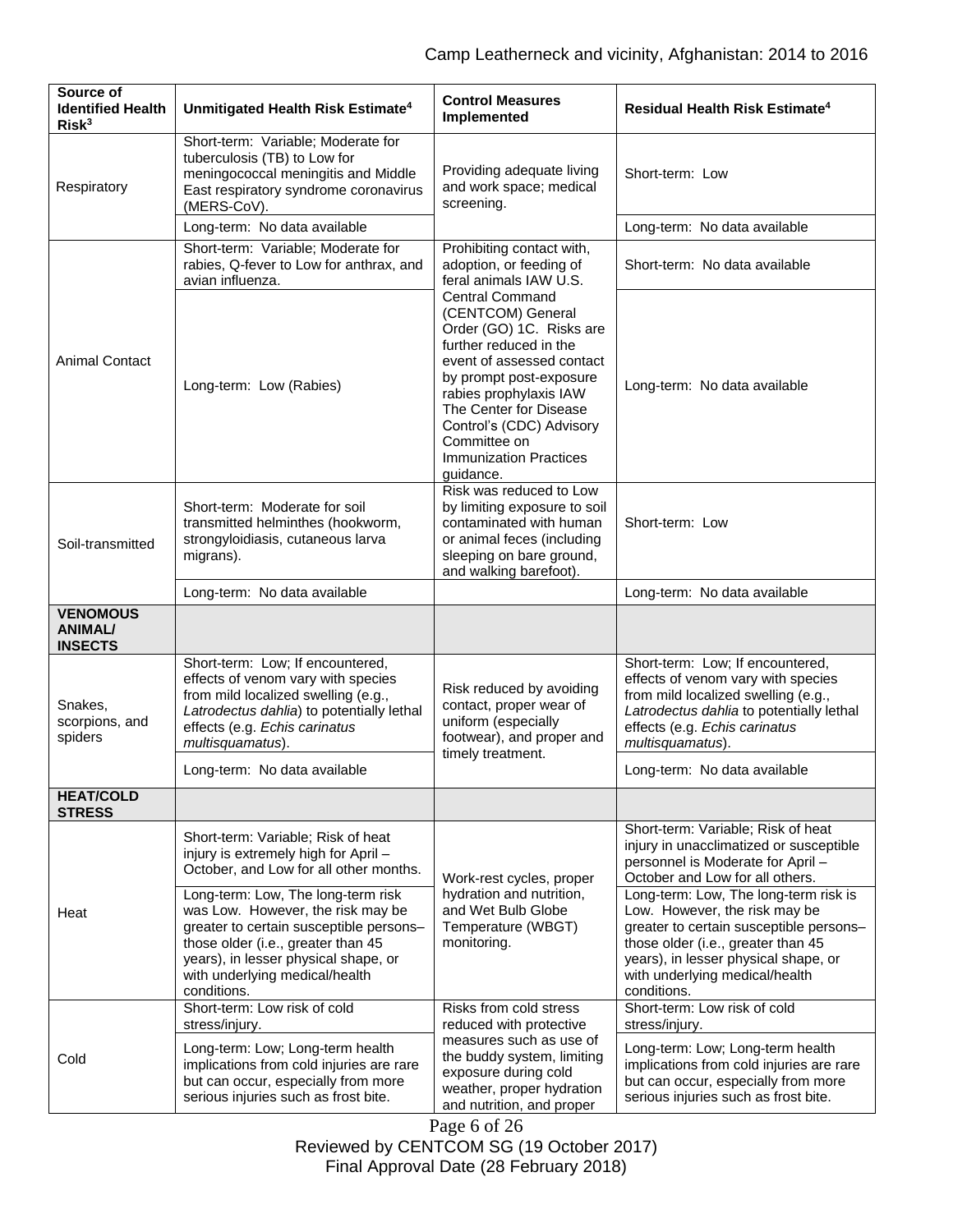| Source of Identified Health Risk[3] | Unmitigated Health Risk Estimate[4] | Control Measures Implemented | Residual Health Risk Estimate[4] |
|---|---|---|---|
| Respiratory | Short-term: Variable; Moderate for tuberculosis (TB) to Low for meningococcal meningitis and Middle East respiratory syndrome coronavirus (MERS-CoV). | Providing adequate living and work space; medical screening. | Short-term: Low |
| | Long-term: No data available | | Long-term: No data available |
| Animal Contact | Short-term: Variable; Moderate for rabies, Q-fever to Low for anthrax, and avian influenza. | Prohibiting contact with, adoption, or feeding of feral animals IAW U.S. Central Command (CENTCOM) General Order (GO) 1C. Risks are further reduced in the event of assessed contact by prompt post-exposure rabies prophylaxis IAW The Center for Disease Control's (CDC) Advisory Committee on Immunization Practices guidance. | Short-term: No data available |
| | Long-term: Low (Rabies) | | Long-term: No data available |
| Soil-transmitted | Short-term: Moderate for soil transmitted helminthes (hookworm, strongyloidiasis, cutaneous larva migrans). | Risk was reduced to Low by limiting exposure to soil contaminated with human or animal feces (including sleeping on bare ground, and walking barefoot). | Short-term: Low |
| | Long-term: No data available | | Long-term: No data available |
| **VENOMOUS ANIMAL/ INSECTS** | | | |
| Snakes, scorpions, and spiders | Short-term: Low; If encountered, effects of venom vary with species from mild localized swelling (e.g., *Latrodectus dahlia*) to potentially lethal effects (e.g. *Echis carinatus multisquamatus*). | Risk reduced by avoiding contact, proper wear of uniform (especially footwear), and proper and timely treatment. | Short-term: Low; If encountered, effects of venom vary with species from mild localized swelling (e.g., *Latrodectus dahlia* to potentially lethal effects (e.g. *Echis carinatus multisquamatus*). |
| | Long-term: No data available | | Long-term: No data available |
| **HEAT/COLD STRESS** | | | |
| Heat | Short-term: Variable; Risk of heat injury is extremely high for April – October, and Low for all other months. | Work-rest cycles, proper hydration and nutrition, and Wet Bulb Globe Temperature (WBGT) monitoring. | Short-term: Variable; Risk of heat injury in unacclimatized or susceptible personnel is Moderate for April – October and Low for all others. |
| | Long-term: Low, The long-term risk was Low. However, the risk may be greater to certain susceptible persons– those older (i.e., greater than 45 years), in lesser physical shape, or with underlying medical/health conditions. | | Long-term: Low, The long-term risk is Low. However, the risk may be greater to certain susceptible persons– those older (i.e., greater than 45 years), in lesser physical shape, or with underlying medical/health conditions. |
| Cold | Short-term: Low risk of cold stress/injury. | Risks from cold stress reduced with protective measures such as use of the buddy system, limiting exposure during cold weather, proper hydration and nutrition, and proper | Short-term: Low risk of cold stress/injury. |
| | Long-term: Low; Long-term health implications from cold injuries are rare but can occur, especially from more serious injuries such as frost bite. | | Long-term: Low; Long-term health implications from cold injuries are rare but can occur, especially from more serious injuries such as frost bite. |

Reviewed by CENTCOM SG (19 October 2017)
Final Approval Date (28 February 2018)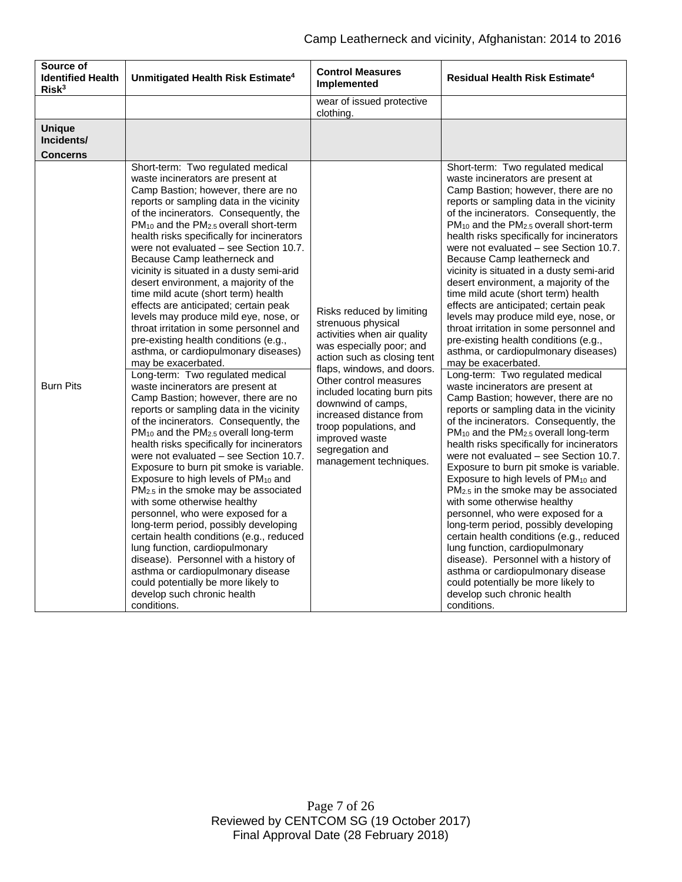| Source of Identified Health Risk[3] | Unmitigated Health Risk Estimate[4] | Control Measures Implemented | Residual Health Risk Estimate[4] |
|---|---|---|---|
| | | wear of issued protective clothing. | |
| **Unique Incidents/ Concerns** | | | |
| Burn Pits | Short-term: Two regulated medical waste incinerators are present at Camp Bastion; however, there are no reports or sampling data in the vicinity of the incinerators. Consequently, the $PM_{10}$ and the $PM_{2.5}$ overall short-term health risks specifically for incinerators were not evaluated – see Section 10.7. Because Camp leatherneck and vicinity is situated in a dusty semi-arid desert environment, a majority of the time mild acute (short term) health effects are anticipated; certain peak levels may produce mild eye, nose, or throat irritation in some personnel and pre-existing health conditions (e.g., asthma, or cardiopulmonary diseases) may be exacerbated.<br>Long-term: Two regulated medical waste incinerators are present at Camp Bastion; however, there are no reports or sampling data in the vicinity of the incinerators. Consequently, the $PM_{10}$ and the $PM_{2.5}$ overall long-term health risks specifically for incinerators were not evaluated – see Section 10.7. Exposure to burn pit smoke is variable. Exposure to high levels of $PM_{10}$ and $PM_{2.5}$ in the smoke may be associated with some otherwise healthy personnel, who were exposed for a long-term period, possibly developing certain health conditions (e.g., reduced lung function, cardiopulmonary disease). Personnel with a history of asthma or cardiopulmonary disease could potentially be more likely to develop such chronic health conditions. | Risks reduced by limiting strenuous physical activities when air quality was especially poor; and action such as closing tent flaps, windows, and doors. Other control measures included locating burn pits downwind of camps, increased distance from troop populations, and improved waste segregation and management techniques. | Short-term: Two regulated medical waste incinerators are present at Camp Bastion; however, there are no reports or sampling data in the vicinity of the incinerators. Consequently, the $PM_{10}$ and the $PM_{2.5}$ overall short-term health risks specifically for incinerators were not evaluated – see Section 10.7. Because Camp leatherneck and vicinity is situated in a dusty semi-arid desert environment, a majority of the time mild acute (short term) health effects are anticipated; certain peak levels may produce mild eye, nose, or throat irritation in some personnel and pre-existing health conditions (e.g., asthma, or cardiopulmonary diseases) may be exacerbated.<br>Long-term: Two regulated medical waste incinerators are present at Camp Bastion; however, there are no reports or sampling data in the vicinity of the incinerators. Consequently, the $PM_{10}$ and the $PM_{2.5}$ overall long-term health risks specifically for incinerators were not evaluated – see Section 10.7. Exposure to burn pit smoke is variable. Exposure to high levels of $PM_{10}$ and $PM_{2.5}$ in the smoke may be associated with some otherwise healthy personnel, who were exposed for a long-term period, possibly developing certain health conditions (e.g., reduced lung function, cardiopulmonary disease). Personnel with a history of asthma or cardiopulmonary disease could potentially be more likely to develop such chronic health conditions. |

Reviewed by CENTCOM SG (19 October 2017)
Final Approval Date (28 February 2018)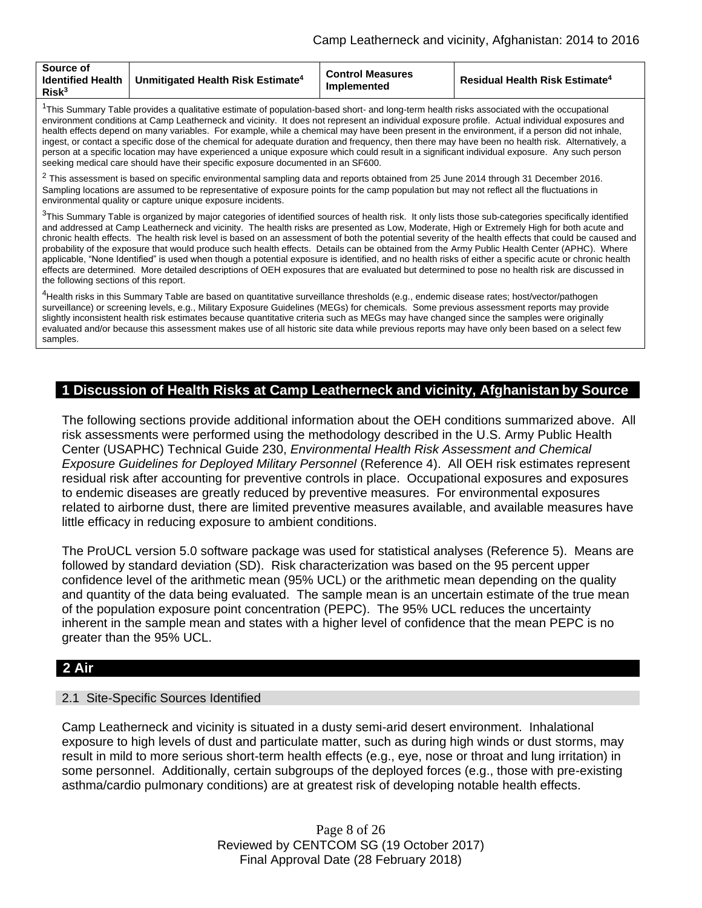| Source of Identified Health Risk[3] | Unmitigated Health Risk Estimate[4] | Control Measures Implemented | Residual Health Risk Estimate[4] |
|---|---|---|---|

[1]This Summary Table provides a qualitative estimate of population-based short- and long-term health risks associated with the occupational environment conditions at Camp Leatherneck and vicinity. It does not represent an individual exposure profile. Actual individual exposures and health effects depend on many variables. For example, while a chemical may have been present in the environment, if a person did not inhale, ingest, or contact a specific dose of the chemical for adequate duration and frequency, then there may have been no health risk. Alternatively, a person at a specific location may have experienced a unique exposure which could result in a significant individual exposure. Any such person seeking medical care should have their specific exposure documented in an SF600.

[2] This assessment is based on specific environmental sampling data and reports obtained from 25 June 2014 through 31 December 2016. Sampling locations are assumed to be representative of exposure points for the camp population but may not reflect all the fluctuations in environmental quality or capture unique exposure incidents.

[3]This Summary Table is organized by major categories of identified sources of health risk. It only lists those sub-categories specifically identified and addressed at Camp Leatherneck and vicinity. The health risks are presented as Low, Moderate, High or Extremely High for both acute and chronic health effects. The health risk level is based on an assessment of both the potential severity of the health effects that could be caused and probability of the exposure that would produce such health effects. Details can be obtained from the Army Public Health Center (APHC). Where applicable, "None Identified" is used when though a potential exposure is identified, and no health risks of either a specific acute or chronic health effects are determined. More detailed descriptions of OEH exposures that are evaluated but determined to pose no health risk are discussed in the following sections of this report.

[4]Health risks in this Summary Table are based on quantitative surveillance thresholds (e.g., endemic disease rates; host/vector/pathogen surveillance) or screening levels, e.g., Military Exposure Guidelines (MEGs) for chemicals. Some previous assessment reports may provide slightly inconsistent health risk estimates because quantitative criteria such as MEGs may have changed since the samples were originally evaluated and/or because this assessment makes use of all historic site data while previous reports may have only been based on a select few samples.

# 1 Discussion of Health Risks at Camp Leatherneck and vicinity, Afghanistan by Source

The following sections provide additional information about the OEH conditions summarized above. All risk assessments were performed using the methodology described in the U.S. Army Public Health Center (USAPHC) Technical Guide 230, *Environmental Health Risk Assessment and Chemical Exposure Guidelines for Deployed Military Personnel* (Reference 4). All OEH risk estimates represent residual risk after accounting for preventive controls in place. Occupational exposures and exposures to endemic diseases are greatly reduced by preventive measures. For environmental exposures related to airborne dust, there are limited preventive measures available, and available measures have little efficacy in reducing exposure to ambient conditions.

The ProUCL version 5.0 software package was used for statistical analyses (Reference 5). Means are followed by standard deviation (SD). Risk characterization was based on the 95 percent upper confidence level of the arithmetic mean (95% UCL) or the arithmetic mean depending on the quality and quantity of the data being evaluated. The sample mean is an uncertain estimate of the true mean of the population exposure point concentration (PEPC). The 95% UCL reduces the uncertainty inherent in the sample mean and states with a higher level of confidence that the mean PEPC is no greater than the 95% UCL.

# 2 Air

## 2.1 Site-Specific Sources Identified

Camp Leatherneck and vicinity is situated in a dusty semi-arid desert environment. Inhalational exposure to high levels of dust and particulate matter, such as during high winds or dust storms, may result in mild to more serious short-term health effects (e.g., eye, nose or throat and lung irritation) in some personnel. Additionally, certain subgroups of the deployed forces (e.g., those with pre-existing asthma/cardio pulmonary conditions) are at greatest risk of developing notable health effects.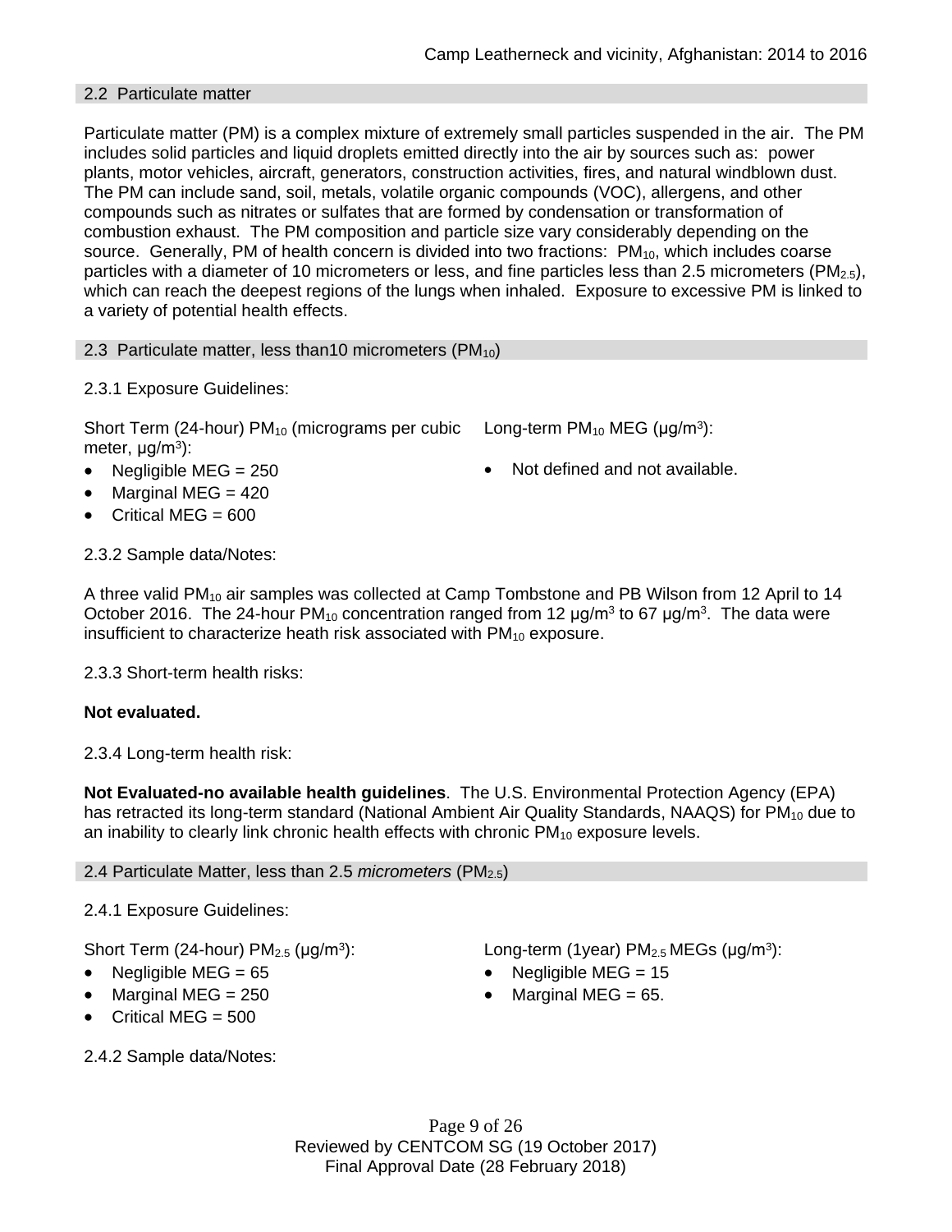## 2.2 Particulate matter

Particulate matter (PM) is a complex mixture of extremely small particles suspended in the air. The PM includes solid particles and liquid droplets emitted directly into the air by sources such as: power plants, motor vehicles, aircraft, generators, construction activities, fires, and natural windblown dust. The PM can include sand, soil, metals, volatile organic compounds (VOC), allergens, and other compounds such as nitrates or sulfates that are formed by condensation or transformation of combustion exhaust. The PM composition and particle size vary considerably depending on the source. Generally, PM of health concern is divided into two fractions: $PM_{10}$, which includes coarse particles with a diameter of 10 micrometers or less, and fine particles less than 2.5 micrometers ($PM_{2.5}$), which can reach the deepest regions of the lungs when inhaled. Exposure to excessive PM is linked to a variety of potential health effects.

## 2.3 Particulate matter, less than10 micrometers ($PM_{10}$)

2.3.1 Exposure Guidelines:

Short Term (24-hour) $PM_{10}$ (micrograms per cubic meter, μg/$m^3$):

- Negligible MEG = 250
- Marginal MEG = 420
- Critical MEG = 600

Long-term $PM_{10}$ MEG (μg/$m^3$):

- Not defined and not available.

2.3.2 Sample data/Notes:

A three valid $PM_{10}$ air samples was collected at Camp Tombstone and PB Wilson from 12 April to 14 October 2016. The 24-hour $PM_{10}$ concentration ranged from 12 μg/$m^3$ to 67 μg/$m^3$. The data were insufficient to characterize heath risk associated with $PM_{10}$ exposure.

2.3.3 Short-term health risks:

**Not evaluated.**

2.3.4 Long-term health risk:

**Not Evaluated-no available health guidelines**. The U.S. Environmental Protection Agency (EPA) has retracted its long-term standard (National Ambient Air Quality Standards, NAAQS) for $PM_{10}$ due to an inability to clearly link chronic health effects with chronic $PM_{10}$ exposure levels.

## 2.4 Particulate Matter, less than 2.5 *micrometers* ($PM_{2.5}$)

2.4.1 Exposure Guidelines:

Short Term (24-hour) $PM_{2.5}$ (μg/$m^3$):

- Negligible MEG = 65
- Marginal MEG = 250
- Critical MEG = 500

Long-term (1year) $PM_{2.5}$ MEGs (μg/$m^3$):

- Negligible MEG = 15
- Marginal MEG = 65.

2.4.2 Sample data/Notes: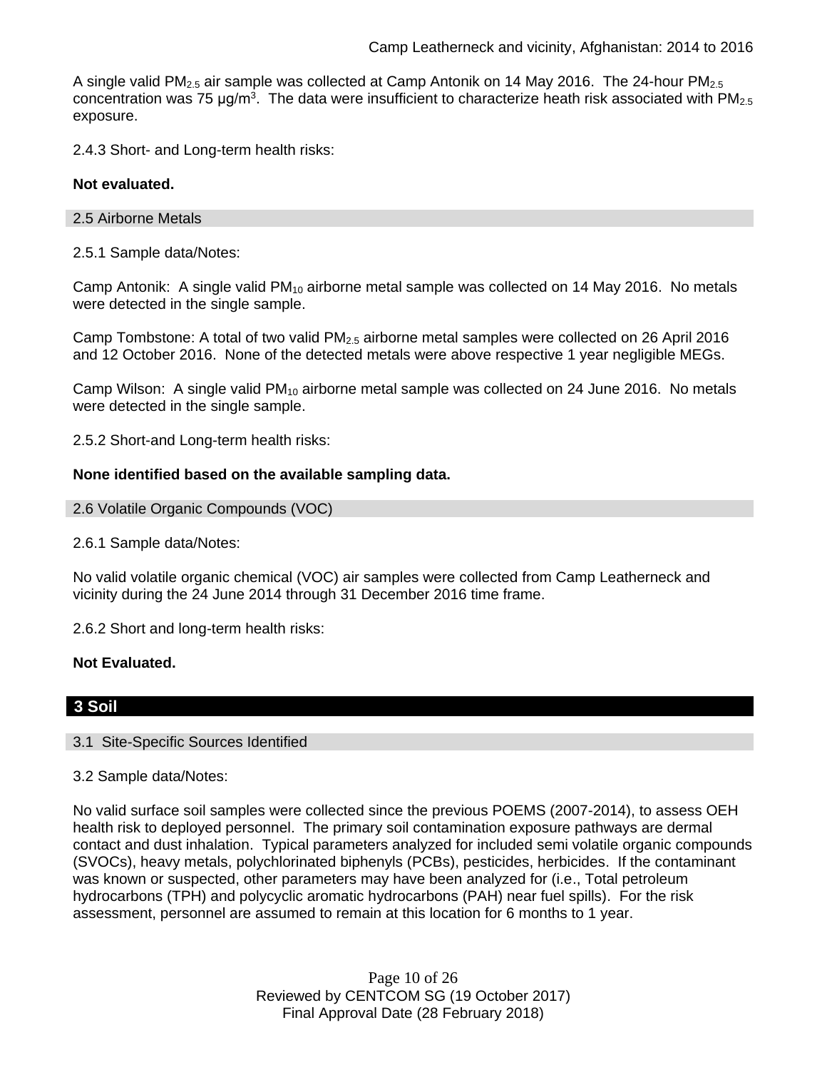A single valid $PM_{2.5}$ air sample was collected at Camp Antonik on 14 May 2016. The 24-hour $PM_{2.5}$ concentration was 75 μg/m$^3$. The data were insufficient to characterize heath risk associated with $PM_{2.5}$ exposure.

2.4.3 Short- and Long-term health risks:

**Not evaluated.**

## 2.5 Airborne Metals

2.5.1 Sample data/Notes:

Camp Antonik: A single valid $PM_{10}$ airborne metal sample was collected on 14 May 2016. No metals were detected in the single sample.

Camp Tombstone: A total of two valid $PM_{2.5}$ airborne metal samples were collected on 26 April 2016 and 12 October 2016. None of the detected metals were above respective 1 year negligible MEGs.

Camp Wilson: A single valid $PM_{10}$ airborne metal sample was collected on 24 June 2016. No metals were detected in the single sample.

2.5.2 Short-and Long-term health risks:

**None identified based on the available sampling data.**

## 2.6 Volatile Organic Compounds (VOC)

2.6.1 Sample data/Notes:

No valid volatile organic chemical (VOC) air samples were collected from Camp Leatherneck and vicinity during the 24 June 2014 through 31 December 2016 time frame.

2.6.2 Short and long-term health risks:

**Not Evaluated.**

# 3 Soil

## 3.1 Site-Specific Sources Identified

3.2 Sample data/Notes:

No valid surface soil samples were collected since the previous POEMS (2007-2014), to assess OEH health risk to deployed personnel. The primary soil contamination exposure pathways are dermal contact and dust inhalation. Typical parameters analyzed for included semi volatile organic compounds (SVOCs), heavy metals, polychlorinated biphenyls (PCBs), pesticides, herbicides. If the contaminant was known or suspected, other parameters may have been analyzed for (i.e., Total petroleum hydrocarbons (TPH) and polycyclic aromatic hydrocarbons (PAH) near fuel spills). For the risk assessment, personnel are assumed to remain at this location for 6 months to 1 year.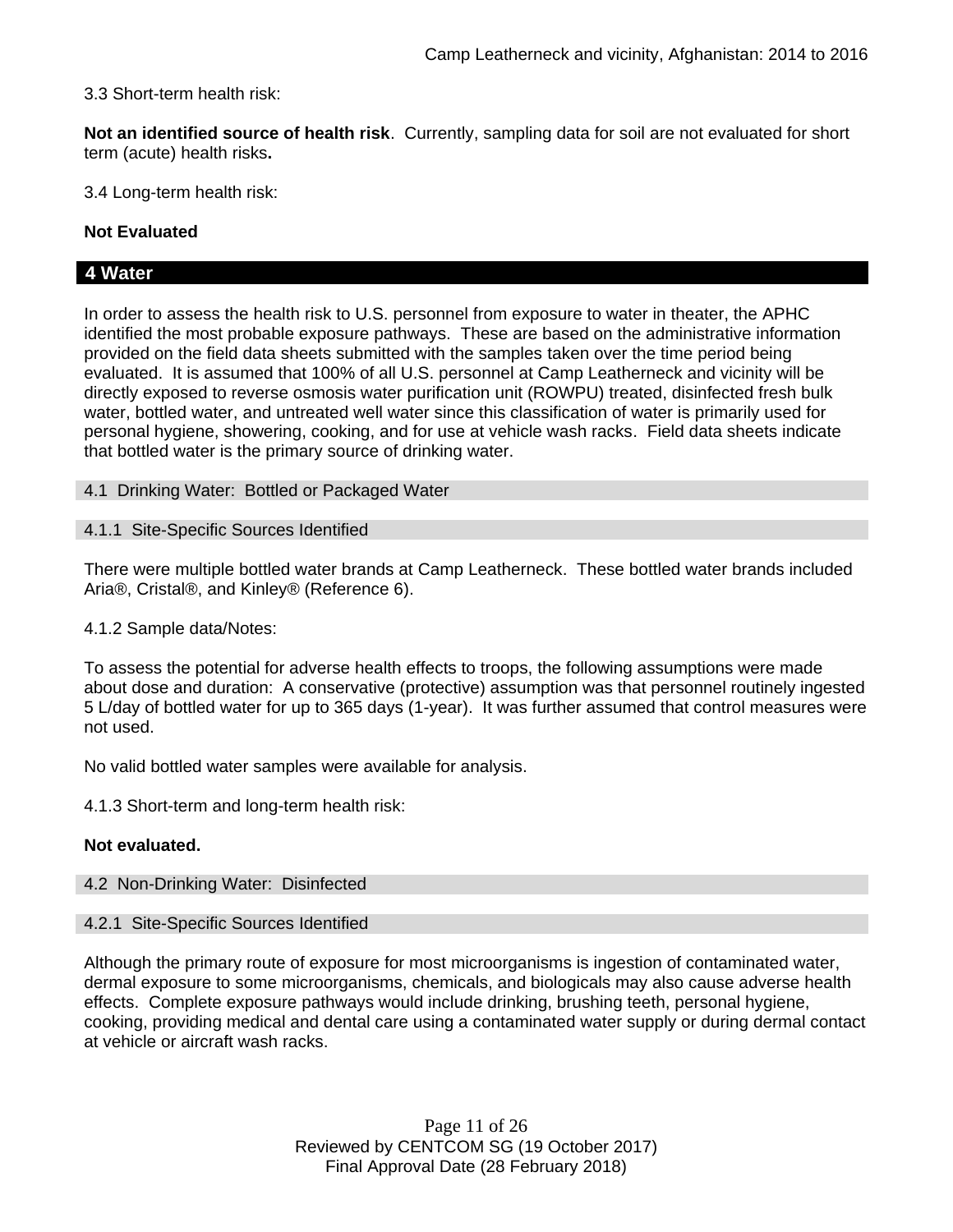3.3 Short-term health risk:

**Not an identified source of health risk**. Currently, sampling data for soil are not evaluated for short term (acute) health risks**.**

3.4 Long-term health risk:

**Not Evaluated**

## 4 Water

In order to assess the health risk to U.S. personnel from exposure to water in theater, the APHC identified the most probable exposure pathways. These are based on the administrative information provided on the field data sheets submitted with the samples taken over the time period being evaluated. It is assumed that 100% of all U.S. personnel at Camp Leatherneck and vicinity will be directly exposed to reverse osmosis water purification unit (ROWPU) treated, disinfected fresh bulk water, bottled water, and untreated well water since this classification of water is primarily used for personal hygiene, showering, cooking, and for use at vehicle wash racks. Field data sheets indicate that bottled water is the primary source of drinking water.

### 4.1 Drinking Water: Bottled or Packaged Water

#### 4.1.1 Site-Specific Sources Identified

There were multiple bottled water brands at Camp Leatherneck. These bottled water brands included Aria®, Cristal®, and Kinley® (Reference 6).

4.1.2 Sample data/Notes:

To assess the potential for adverse health effects to troops, the following assumptions were made about dose and duration: A conservative (protective) assumption was that personnel routinely ingested 5 L/day of bottled water for up to 365 days (1-year). It was further assumed that control measures were not used.

No valid bottled water samples were available for analysis.

4.1.3 Short-term and long-term health risk:

**Not evaluated.**

### 4.2 Non-Drinking Water: Disinfected

#### 4.2.1 Site-Specific Sources Identified

Although the primary route of exposure for most microorganisms is ingestion of contaminated water, dermal exposure to some microorganisms, chemicals, and biologicals may also cause adverse health effects. Complete exposure pathways would include drinking, brushing teeth, personal hygiene, cooking, providing medical and dental care using a contaminated water supply or during dermal contact at vehicle or aircraft wash racks.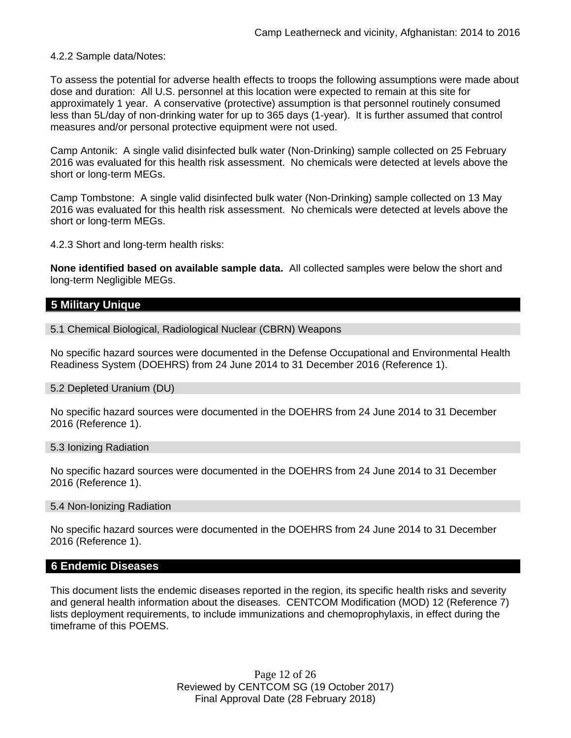4.2.2 Sample data/Notes:

To assess the potential for adverse health effects to troops the following assumptions were made about dose and duration: All U.S. personnel at this location were expected to remain at this site for approximately 1 year. A conservative (protective) assumption is that personnel routinely consumed less than 5L/day of non-drinking water for up to 365 days (1-year). It is further assumed that control measures and/or personal protective equipment were not used.

Camp Antonik: A single valid disinfected bulk water (Non-Drinking) sample collected on 25 February 2016 was evaluated for this health risk assessment. No chemicals were detected at levels above the short or long-term MEGs.

Camp Tombstone: A single valid disinfected bulk water (Non-Drinking) sample collected on 13 May 2016 was evaluated for this health risk assessment. No chemicals were detected at levels above the short or long-term MEGs.

4.2.3 Short and long-term health risks:

**None identified based on available sample data.** All collected samples were below the short and long-term Negligible MEGs.

## 5 Military Unique

### 5.1 Chemical Biological, Radiological Nuclear (CBRN) Weapons

No specific hazard sources were documented in the Defense Occupational and Environmental Health Readiness System (DOEHRS) from 24 June 2014 to 31 December 2016 (Reference 1).

### 5.2 Depleted Uranium (DU)

No specific hazard sources were documented in the DOEHRS from 24 June 2014 to 31 December 2016 (Reference 1).

### 5.3 Ionizing Radiation

No specific hazard sources were documented in the DOEHRS from 24 June 2014 to 31 December 2016 (Reference 1).

### 5.4 Non-Ionizing Radiation

No specific hazard sources were documented in the DOEHRS from 24 June 2014 to 31 December 2016 (Reference 1).

## 6 Endemic Diseases

This document lists the endemic diseases reported in the region, its specific health risks and severity and general health information about the diseases. CENTCOM Modification (MOD) 12 (Reference 7) lists deployment requirements, to include immunizations and chemoprophylaxis, in effect during the timeframe of this POEMS.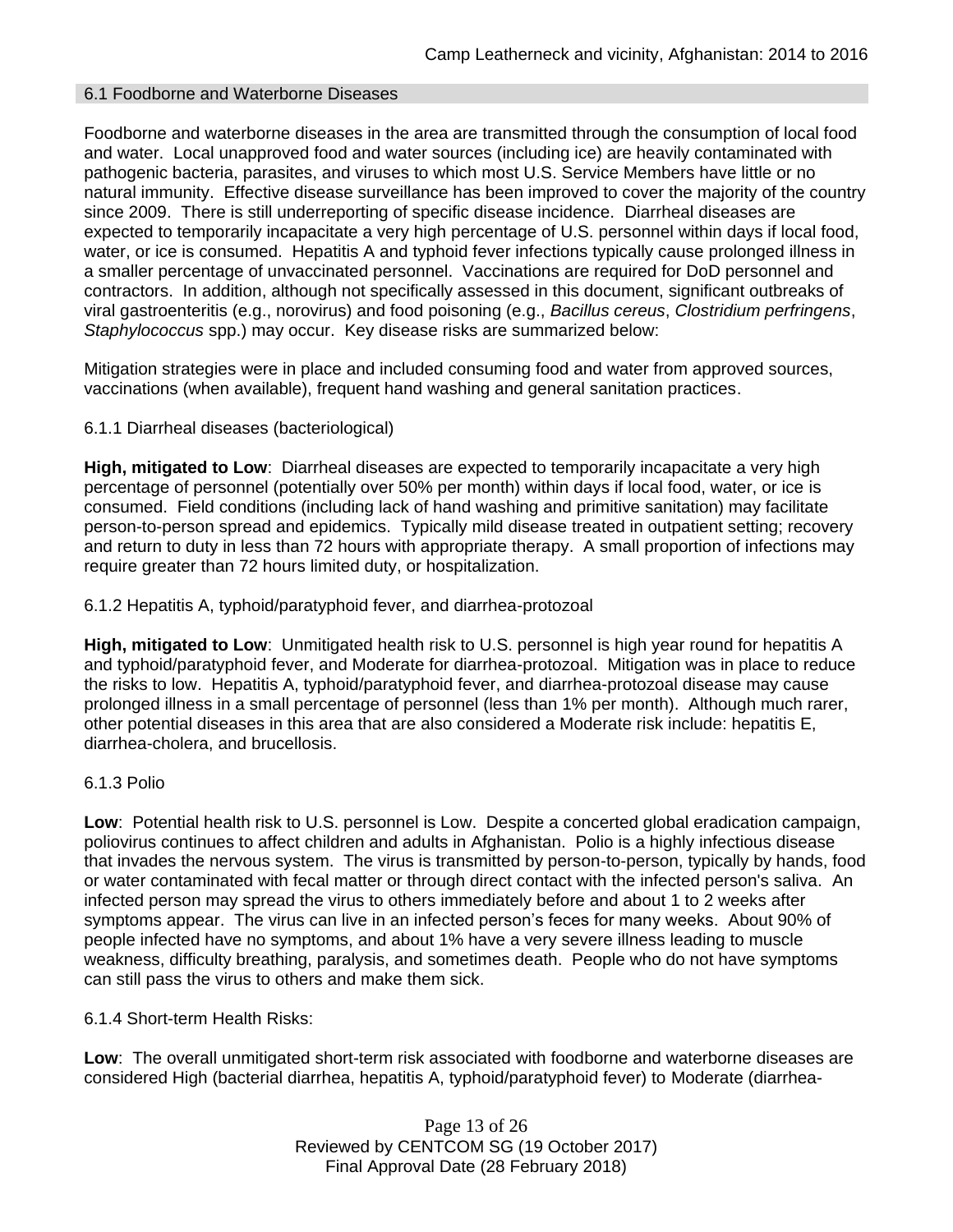## 6.1 Foodborne and Waterborne Diseases

Foodborne and waterborne diseases in the area are transmitted through the consumption of local food and water. Local unapproved food and water sources (including ice) are heavily contaminated with pathogenic bacteria, parasites, and viruses to which most U.S. Service Members have little or no natural immunity. Effective disease surveillance has been improved to cover the majority of the country since 2009. There is still underreporting of specific disease incidence. Diarrheal diseases are expected to temporarily incapacitate a very high percentage of U.S. personnel within days if local food, water, or ice is consumed. Hepatitis A and typhoid fever infections typically cause prolonged illness in a smaller percentage of unvaccinated personnel. Vaccinations are required for DoD personnel and contractors. In addition, although not specifically assessed in this document, significant outbreaks of viral gastroenteritis (e.g., norovirus) and food poisoning (e.g., *Bacillus cereus*, *Clostridium perfringens*, *Staphylococcus* spp.) may occur. Key disease risks are summarized below:

Mitigation strategies were in place and included consuming food and water from approved sources, vaccinations (when available), frequent hand washing and general sanitation practices.

### 6.1.1 Diarrheal diseases (bacteriological)

**High, mitigated to Low**: Diarrheal diseases are expected to temporarily incapacitate a very high percentage of personnel (potentially over 50% per month) within days if local food, water, or ice is consumed. Field conditions (including lack of hand washing and primitive sanitation) may facilitate person-to-person spread and epidemics. Typically mild disease treated in outpatient setting; recovery and return to duty in less than 72 hours with appropriate therapy. A small proportion of infections may require greater than 72 hours limited duty, or hospitalization.

### 6.1.2 Hepatitis A, typhoid/paratyphoid fever, and diarrhea-protozoal

**High, mitigated to Low**: Unmitigated health risk to U.S. personnel is high year round for hepatitis A and typhoid/paratyphoid fever, and Moderate for diarrhea-protozoal. Mitigation was in place to reduce the risks to low. Hepatitis A, typhoid/paratyphoid fever, and diarrhea-protozoal disease may cause prolonged illness in a small percentage of personnel (less than 1% per month). Although much rarer, other potential diseases in this area that are also considered a Moderate risk include: hepatitis E, diarrhea-cholera, and brucellosis.

### 6.1.3 Polio

**Low**: Potential health risk to U.S. personnel is Low. Despite a concerted global eradication campaign, poliovirus continues to affect children and adults in Afghanistan. Polio is a highly infectious disease that invades the nervous system. The virus is transmitted by person-to-person, typically by hands, food or water contaminated with fecal matter or through direct contact with the infected person's saliva. An infected person may spread the virus to others immediately before and about 1 to 2 weeks after symptoms appear. The virus can live in an infected person's feces for many weeks. About 90% of people infected have no symptoms, and about 1% have a very severe illness leading to muscle weakness, difficulty breathing, paralysis, and sometimes death. People who do not have symptoms can still pass the virus to others and make them sick.

### 6.1.4 Short-term Health Risks:

**Low**: The overall unmitigated short-term risk associated with foodborne and waterborne diseases are considered High (bacterial diarrhea, hepatitis A, typhoid/paratyphoid fever) to Moderate (diarrhea-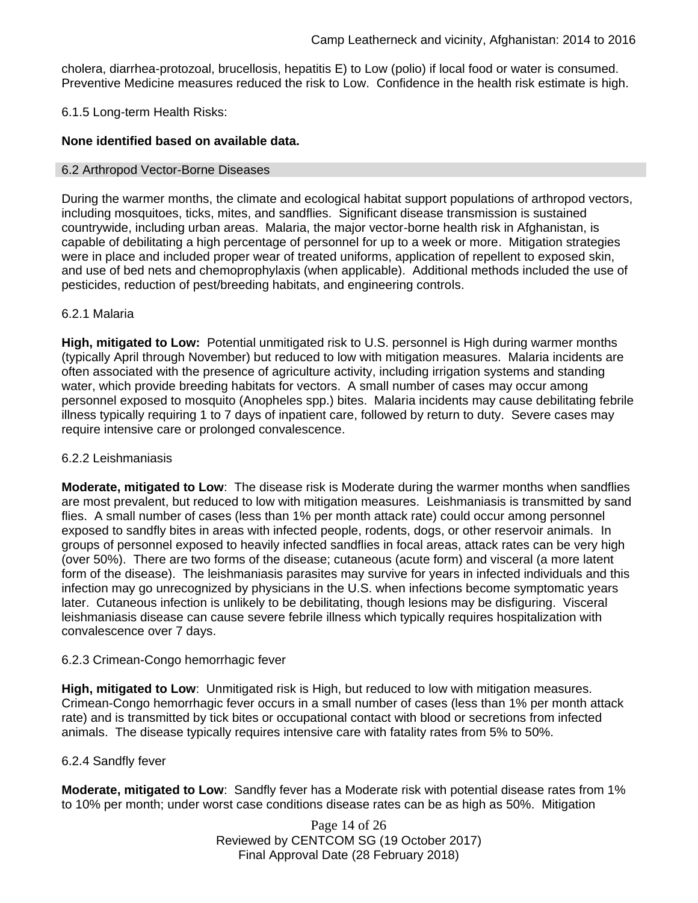cholera, diarrhea-protozoal, brucellosis, hepatitis E) to Low (polio) if local food or water is consumed. Preventive Medicine measures reduced the risk to Low. Confidence in the health risk estimate is high.

6.1.5 Long-term Health Risks:

**None identified based on available data.**

## 6.2 Arthropod Vector-Borne Diseases

During the warmer months, the climate and ecological habitat support populations of arthropod vectors, including mosquitoes, ticks, mites, and sandflies. Significant disease transmission is sustained countrywide, including urban areas. Malaria, the major vector-borne health risk in Afghanistan, is capable of debilitating a high percentage of personnel for up to a week or more. Mitigation strategies were in place and included proper wear of treated uniforms, application of repellent to exposed skin, and use of bed nets and chemoprophylaxis (when applicable). Additional methods included the use of pesticides, reduction of pest/breeding habitats, and engineering controls.

### 6.2.1 Malaria

**High, mitigated to Low:** Potential unmitigated risk to U.S. personnel is High during warmer months (typically April through November) but reduced to low with mitigation measures. Malaria incidents are often associated with the presence of agriculture activity, including irrigation systems and standing water, which provide breeding habitats for vectors. A small number of cases may occur among personnel exposed to mosquito (Anopheles spp.) bites. Malaria incidents may cause debilitating febrile illness typically requiring 1 to 7 days of inpatient care, followed by return to duty. Severe cases may require intensive care or prolonged convalescence.

### 6.2.2 Leishmaniasis

**Moderate, mitigated to Low**: The disease risk is Moderate during the warmer months when sandflies are most prevalent, but reduced to low with mitigation measures. Leishmaniasis is transmitted by sand flies. A small number of cases (less than 1% per month attack rate) could occur among personnel exposed to sandfly bites in areas with infected people, rodents, dogs, or other reservoir animals. In groups of personnel exposed to heavily infected sandflies in focal areas, attack rates can be very high (over 50%). There are two forms of the disease; cutaneous (acute form) and visceral (a more latent form of the disease). The leishmaniasis parasites may survive for years in infected individuals and this infection may go unrecognized by physicians in the U.S. when infections become symptomatic years later. Cutaneous infection is unlikely to be debilitating, though lesions may be disfiguring. Visceral leishmaniasis disease can cause severe febrile illness which typically requires hospitalization with convalescence over 7 days.

### 6.2.3 Crimean-Congo hemorrhagic fever

**High, mitigated to Low**: Unmitigated risk is High, but reduced to low with mitigation measures. Crimean-Congo hemorrhagic fever occurs in a small number of cases (less than 1% per month attack rate) and is transmitted by tick bites or occupational contact with blood or secretions from infected animals. The disease typically requires intensive care with fatality rates from 5% to 50%.

### 6.2.4 Sandfly fever

**Moderate, mitigated to Low**: Sandfly fever has a Moderate risk with potential disease rates from 1% to 10% per month; under worst case conditions disease rates can be as high as 50%. Mitigation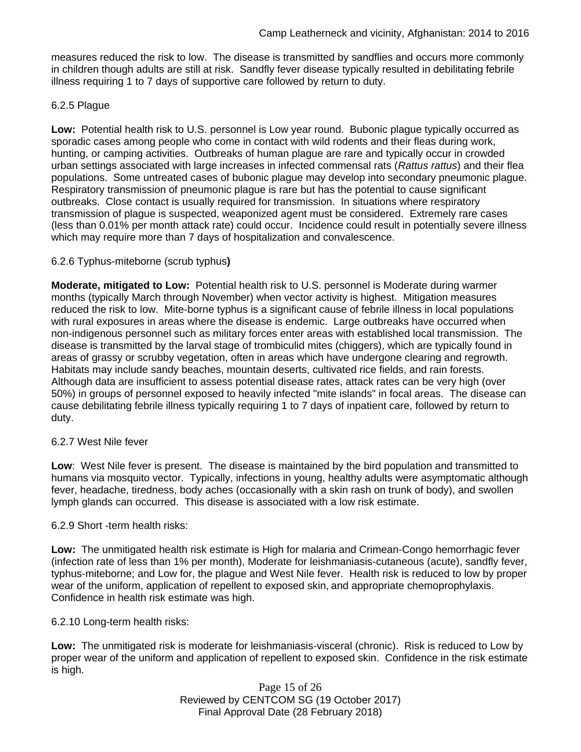measures reduced the risk to low. The disease is transmitted by sandflies and occurs more commonly in children though adults are still at risk. Sandfly fever disease typically resulted in debilitating febrile illness requiring 1 to 7 days of supportive care followed by return to duty.

#### 6.2.5 Plague

**Low:** Potential health risk to U.S. personnel is Low year round. Bubonic plague typically occurred as sporadic cases among people who come in contact with wild rodents and their fleas during work, hunting, or camping activities. Outbreaks of human plague are rare and typically occur in crowded urban settings associated with large increases in infected commensal rats (*Rattus rattus*) and their flea populations. Some untreated cases of bubonic plague may develop into secondary pneumonic plague. Respiratory transmission of pneumonic plague is rare but has the potential to cause significant outbreaks. Close contact is usually required for transmission. In situations where respiratory transmission of plague is suspected, weaponized agent must be considered. Extremely rare cases (less than 0.01% per month attack rate) could occur. Incidence could result in potentially severe illness which may require more than 7 days of hospitalization and convalescence.

#### 6.2.6 Typhus-miteborne (scrub typhus**)**

**Moderate, mitigated to Low:** Potential health risk to U.S. personnel is Moderate during warmer months (typically March through November) when vector activity is highest. Mitigation measures reduced the risk to low. Mite-borne typhus is a significant cause of febrile illness in local populations with rural exposures in areas where the disease is endemic. Large outbreaks have occurred when non-indigenous personnel such as military forces enter areas with established local transmission. The disease is transmitted by the larval stage of trombiculid mites (chiggers), which are typically found in areas of grassy or scrubby vegetation, often in areas which have undergone clearing and regrowth. Habitats may include sandy beaches, mountain deserts, cultivated rice fields, and rain forests. Although data are insufficient to assess potential disease rates, attack rates can be very high (over 50%) in groups of personnel exposed to heavily infected "mite islands" in focal areas. The disease can cause debilitating febrile illness typically requiring 1 to 7 days of inpatient care, followed by return to duty.

#### 6.2.7 West Nile fever

**Low**: West Nile fever is present. The disease is maintained by the bird population and transmitted to humans via mosquito vector. Typically, infections in young, healthy adults were asymptomatic although fever, headache, tiredness, body aches (occasionally with a skin rash on trunk of body), and swollen lymph glands can occurred. This disease is associated with a low risk estimate.

#### 6.2.9 Short -term health risks:

**Low:** The unmitigated health risk estimate is High for malaria and Crimean-Congo hemorrhagic fever (infection rate of less than 1% per month), Moderate for leishmaniasis-cutaneous (acute), sandfly fever, typhus-miteborne; and Low for, the plague and West Nile fever. Health risk is reduced to low by proper wear of the uniform, application of repellent to exposed skin, and appropriate chemoprophylaxis. Confidence in health risk estimate was high.

#### 6.2.10 Long-term health risks:

**Low:** The unmitigated risk is moderate for leishmaniasis-visceral (chronic). Risk is reduced to Low by proper wear of the uniform and application of repellent to exposed skin. Confidence in the risk estimate is high.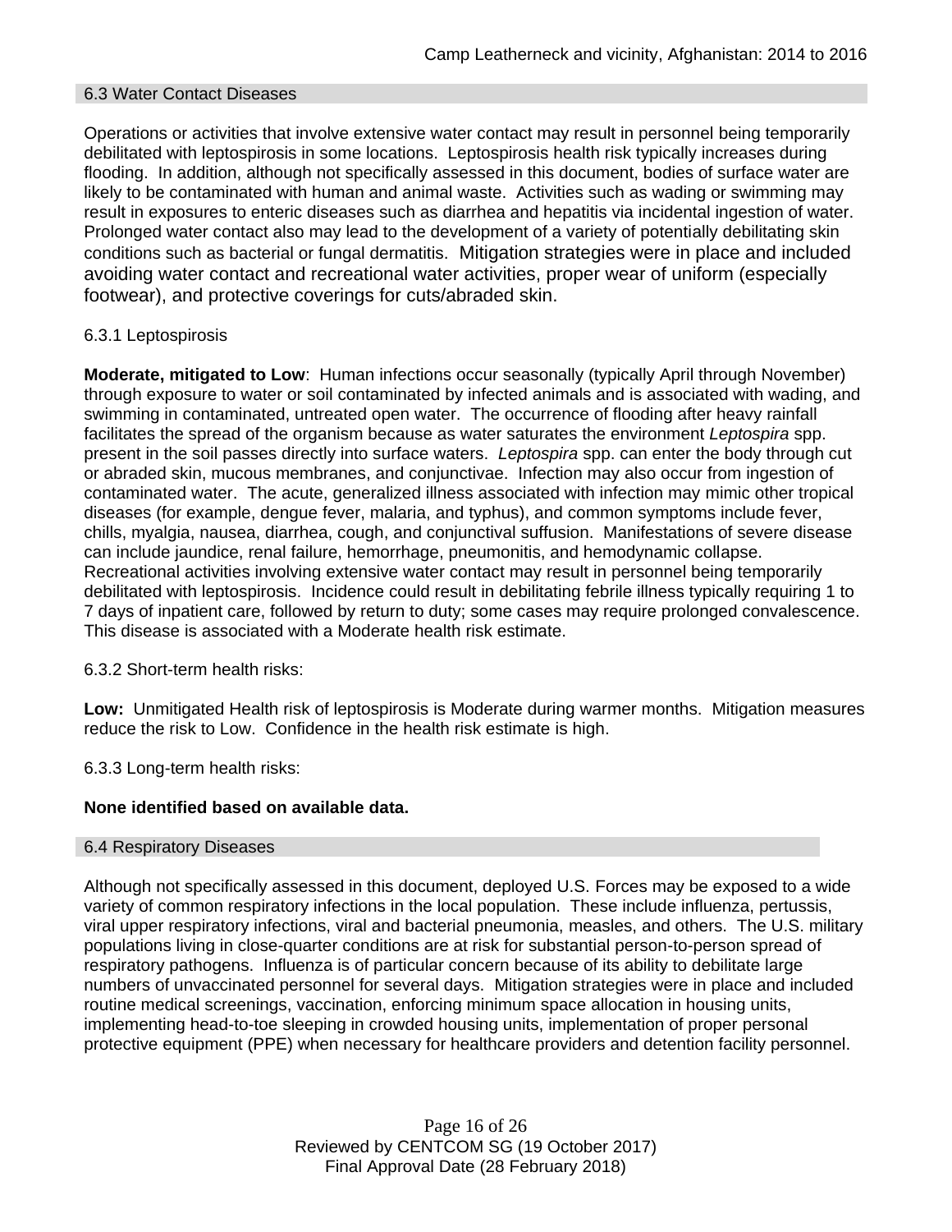## 6.3 Water Contact Diseases

Operations or activities that involve extensive water contact may result in personnel being temporarily debilitated with leptospirosis in some locations. Leptospirosis health risk typically increases during flooding. In addition, although not specifically assessed in this document, bodies of surface water are likely to be contaminated with human and animal waste. Activities such as wading or swimming may result in exposures to enteric diseases such as diarrhea and hepatitis via incidental ingestion of water. Prolonged water contact also may lead to the development of a variety of potentially debilitating skin conditions such as bacterial or fungal dermatitis. Mitigation strategies were in place and included avoiding water contact and recreational water activities, proper wear of uniform (especially footwear), and protective coverings for cuts/abraded skin.

### 6.3.1 Leptospirosis

**Moderate, mitigated to Low**: Human infections occur seasonally (typically April through November) through exposure to water or soil contaminated by infected animals and is associated with wading, and swimming in contaminated, untreated open water. The occurrence of flooding after heavy rainfall facilitates the spread of the organism because as water saturates the environment *Leptospira* spp. present in the soil passes directly into surface waters. *Leptospira* spp. can enter the body through cut or abraded skin, mucous membranes, and conjunctivae. Infection may also occur from ingestion of contaminated water. The acute, generalized illness associated with infection may mimic other tropical diseases (for example, dengue fever, malaria, and typhus), and common symptoms include fever, chills, myalgia, nausea, diarrhea, cough, and conjunctival suffusion. Manifestations of severe disease can include jaundice, renal failure, hemorrhage, pneumonitis, and hemodynamic collapse. Recreational activities involving extensive water contact may result in personnel being temporarily debilitated with leptospirosis. Incidence could result in debilitating febrile illness typically requiring 1 to 7 days of inpatient care, followed by return to duty; some cases may require prolonged convalescence. This disease is associated with a Moderate health risk estimate.

### 6.3.2 Short-term health risks:

**Low:** Unmitigated Health risk of leptospirosis is Moderate during warmer months. Mitigation measures reduce the risk to Low. Confidence in the health risk estimate is high.

### 6.3.3 Long-term health risks:

**None identified based on available data.**

## 6.4 Respiratory Diseases

Although not specifically assessed in this document, deployed U.S. Forces may be exposed to a wide variety of common respiratory infections in the local population. These include influenza, pertussis, viral upper respiratory infections, viral and bacterial pneumonia, measles, and others. The U.S. military populations living in close-quarter conditions are at risk for substantial person-to-person spread of respiratory pathogens. Influenza is of particular concern because of its ability to debilitate large numbers of unvaccinated personnel for several days. Mitigation strategies were in place and included routine medical screenings, vaccination, enforcing minimum space allocation in housing units, implementing head-to-toe sleeping in crowded housing units, implementation of proper personal protective equipment (PPE) when necessary for healthcare providers and detention facility personnel.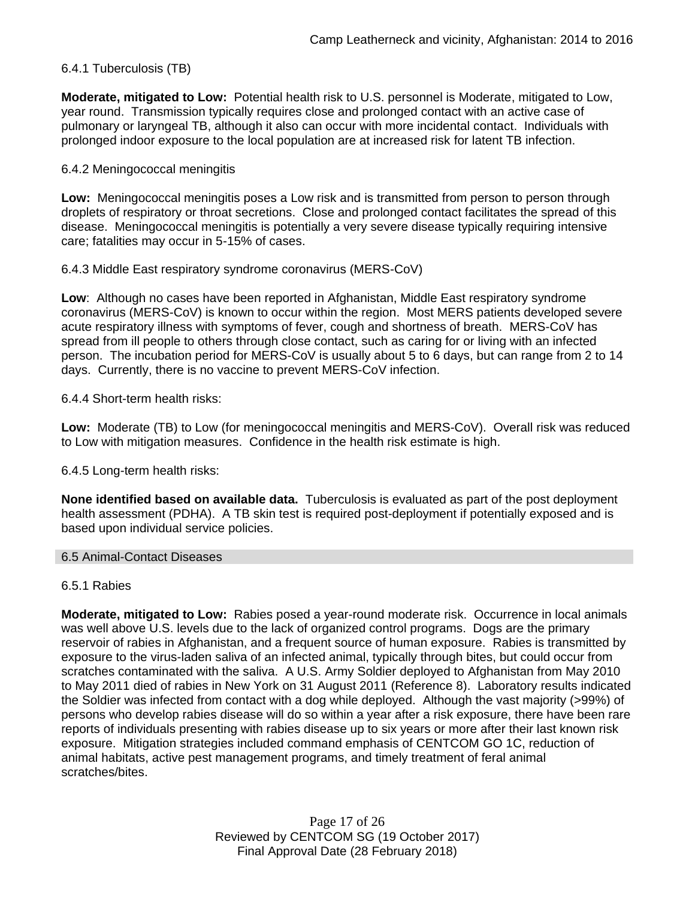#### 6.4.1 Tuberculosis (TB)

**Moderate, mitigated to Low:** Potential health risk to U.S. personnel is Moderate, mitigated to Low, year round. Transmission typically requires close and prolonged contact with an active case of pulmonary or laryngeal TB, although it also can occur with more incidental contact. Individuals with prolonged indoor exposure to the local population are at increased risk for latent TB infection.

#### 6.4.2 Meningococcal meningitis

**Low:** Meningococcal meningitis poses a Low risk and is transmitted from person to person through droplets of respiratory or throat secretions. Close and prolonged contact facilitates the spread of this disease. Meningococcal meningitis is potentially a very severe disease typically requiring intensive care; fatalities may occur in 5-15% of cases.

#### 6.4.3 Middle East respiratory syndrome coronavirus (MERS-CoV)

**Low**: Although no cases have been reported in Afghanistan, Middle East respiratory syndrome coronavirus (MERS-CoV) is known to occur within the region. Most MERS patients developed severe acute respiratory illness with symptoms of fever, cough and shortness of breath. MERS-CoV has spread from ill people to others through close contact, such as caring for or living with an infected person. The incubation period for MERS-CoV is usually about 5 to 6 days, but can range from 2 to 14 days. Currently, there is no vaccine to prevent MERS-CoV infection.

#### 6.4.4 Short-term health risks:

**Low:** Moderate (TB) to Low (for meningococcal meningitis and MERS-CoV). Overall risk was reduced to Low with mitigation measures. Confidence in the health risk estimate is high.

#### 6.4.5 Long-term health risks:

**None identified based on available data.** Tuberculosis is evaluated as part of the post deployment health assessment (PDHA). A TB skin test is required post-deployment if potentially exposed and is based upon individual service policies.

### 6.5 Animal-Contact Diseases

#### 6.5.1 Rabies

**Moderate, mitigated to Low:** Rabies posed a year-round moderate risk. Occurrence in local animals was well above U.S. levels due to the lack of organized control programs. Dogs are the primary reservoir of rabies in Afghanistan, and a frequent source of human exposure. Rabies is transmitted by exposure to the virus-laden saliva of an infected animal, typically through bites, but could occur from scratches contaminated with the saliva. A U.S. Army Soldier deployed to Afghanistan from May 2010 to May 2011 died of rabies in New York on 31 August 2011 (Reference 8). Laboratory results indicated the Soldier was infected from contact with a dog while deployed. Although the vast majority (>99%) of persons who develop rabies disease will do so within a year after a risk exposure, there have been rare reports of individuals presenting with rabies disease up to six years or more after their last known risk exposure. Mitigation strategies included command emphasis of CENTCOM GO 1C, reduction of animal habitats, active pest management programs, and timely treatment of feral animal scratches/bites.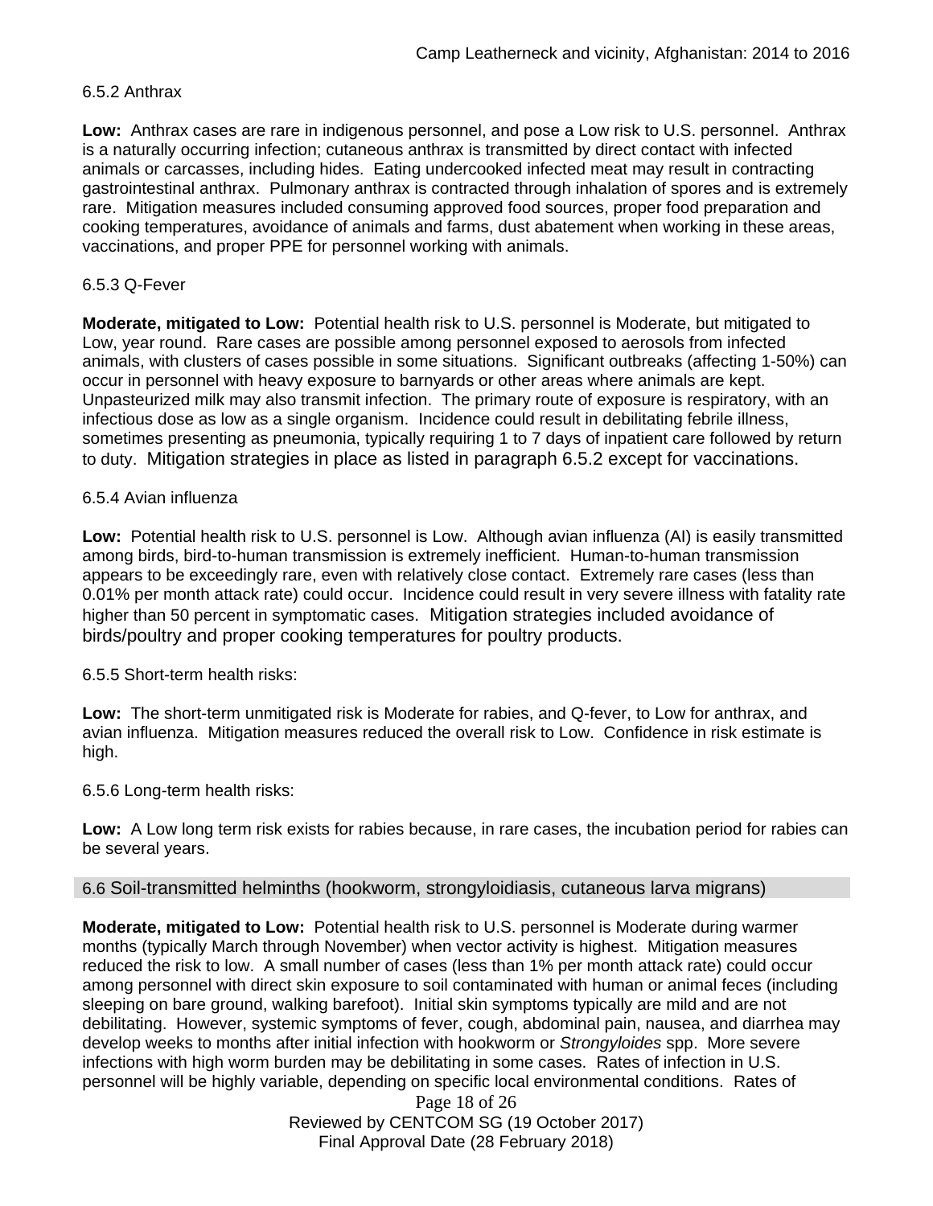6.5.2 Anthrax

**Low:** Anthrax cases are rare in indigenous personnel, and pose a Low risk to U.S. personnel. Anthrax is a naturally occurring infection; cutaneous anthrax is transmitted by direct contact with infected animals or carcasses, including hides. Eating undercooked infected meat may result in contracting gastrointestinal anthrax. Pulmonary anthrax is contracted through inhalation of spores and is extremely rare. Mitigation measures included consuming approved food sources, proper food preparation and cooking temperatures, avoidance of animals and farms, dust abatement when working in these areas, vaccinations, and proper PPE for personnel working with animals.

6.5.3 Q-Fever

**Moderate, mitigated to Low:** Potential health risk to U.S. personnel is Moderate, but mitigated to Low, year round. Rare cases are possible among personnel exposed to aerosols from infected animals, with clusters of cases possible in some situations. Significant outbreaks (affecting 1-50%) can occur in personnel with heavy exposure to barnyards or other areas where animals are kept. Unpasteurized milk may also transmit infection. The primary route of exposure is respiratory, with an infectious dose as low as a single organism. Incidence could result in debilitating febrile illness, sometimes presenting as pneumonia, typically requiring 1 to 7 days of inpatient care followed by return to duty. Mitigation strategies in place as listed in paragraph 6.5.2 except for vaccinations.

6.5.4 Avian influenza

**Low:** Potential health risk to U.S. personnel is Low. Although avian influenza (AI) is easily transmitted among birds, bird-to-human transmission is extremely inefficient. Human-to-human transmission appears to be exceedingly rare, even with relatively close contact. Extremely rare cases (less than 0.01% per month attack rate) could occur. Incidence could result in very severe illness with fatality rate higher than 50 percent in symptomatic cases. Mitigation strategies included avoidance of birds/poultry and proper cooking temperatures for poultry products.

6.5.5 Short-term health risks:

**Low:** The short-term unmitigated risk is Moderate for rabies, and Q-fever, to Low for anthrax, and avian influenza. Mitigation measures reduced the overall risk to Low. Confidence in risk estimate is high.

6.5.6 Long-term health risks:

**Low:** A Low long term risk exists for rabies because, in rare cases, the incubation period for rabies can be several years.

## 6.6 Soil-transmitted helminths (hookworm, strongyloidiasis, cutaneous larva migrans)

**Moderate, mitigated to Low:** Potential health risk to U.S. personnel is Moderate during warmer months (typically March through November) when vector activity is highest. Mitigation measures reduced the risk to low. A small number of cases (less than 1% per month attack rate) could occur among personnel with direct skin exposure to soil contaminated with human or animal feces (including sleeping on bare ground, walking barefoot). Initial skin symptoms typically are mild and are not debilitating. However, systemic symptoms of fever, cough, abdominal pain, nausea, and diarrhea may develop weeks to months after initial infection with hookworm or *Strongyloides* spp. More severe infections with high worm burden may be debilitating in some cases. Rates of infection in U.S. personnel will be highly variable, depending on specific local environmental conditions. Rates of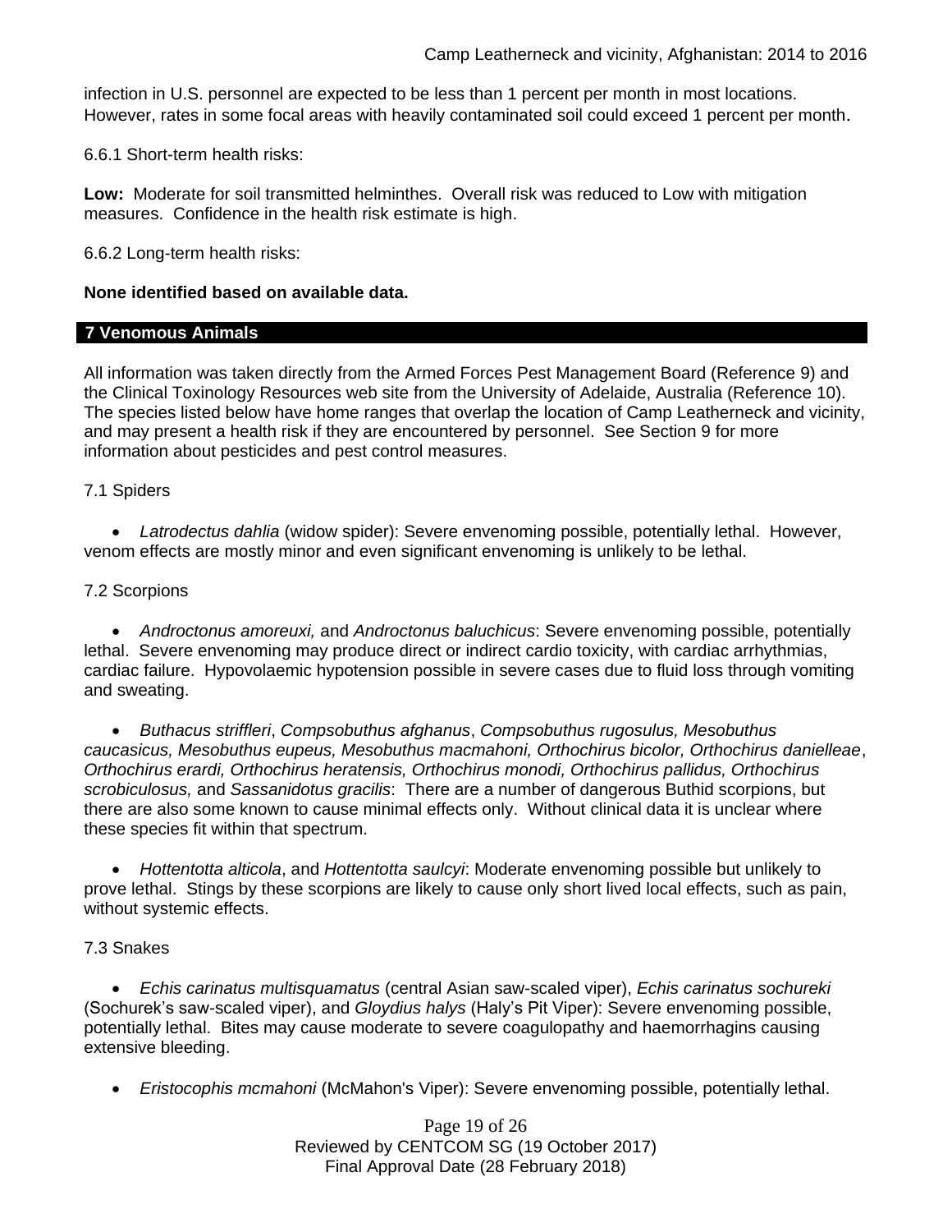infection in U.S. personnel are expected to be less than 1 percent per month in most locations. However, rates in some focal areas with heavily contaminated soil could exceed 1 percent per month.

6.6.1 Short-term health risks:

**Low:** Moderate for soil transmitted helminthes. Overall risk was reduced to Low with mitigation measures. Confidence in the health risk estimate is high.

6.6.2 Long-term health risks:

**None identified based on available data.**

## 7 Venomous Animals

All information was taken directly from the Armed Forces Pest Management Board (Reference 9) and the Clinical Toxinology Resources web site from the University of Adelaide, Australia (Reference 10). The species listed below have home ranges that overlap the location of Camp Leatherneck and vicinity, and may present a health risk if they are encountered by personnel. See Section 9 for more information about pesticides and pest control measures.

7.1 Spiders

- *Latrodectus dahlia* (widow spider): Severe envenoming possible, potentially lethal. However, venom effects are mostly minor and even significant envenoming is unlikely to be lethal.

7.2 Scorpions

- *Androctonus amoreuxi,* and *Androctonus baluchicus*: Severe envenoming possible, potentially lethal. Severe envenoming may produce direct or indirect cardio toxicity, with cardiac arrhythmias, cardiac failure. Hypovolaemic hypotension possible in severe cases due to fluid loss through vomiting and sweating.

- *Buthacus striffleri*, *Compsobuthus afghanus*, *Compsobuthus rugosulus, Mesobuthus caucasicus, Mesobuthus eupeus, Mesobuthus macmahoni, Orthochirus bicolor, Orthochirus danielleae*, *Orthochirus erardi, Orthochirus heratensis, Orthochirus monodi, Orthochirus pallidus, Orthochirus scrobiculosus,* and *Sassanidotus gracilis*: There are a number of dangerous Buthid scorpions, but there are also some known to cause minimal effects only. Without clinical data it is unclear where these species fit within that spectrum.

- *Hottentotta alticola*, and *Hottentotta saulcyi*: Moderate envenoming possible but unlikely to prove lethal. Stings by these scorpions are likely to cause only short lived local effects, such as pain, without systemic effects.

7.3 Snakes

- *Echis carinatus multisquamatus* (central Asian saw-scaled viper), *Echis carinatus sochureki* (Sochurek's saw-scaled viper), and *Gloydius halys* (Haly's Pit Viper): Severe envenoming possible, potentially lethal. Bites may cause moderate to severe coagulopathy and haemorrhagins causing extensive bleeding.

- *Eristocophis mcmahoni* (McMahon's Viper): Severe envenoming possible, potentially lethal.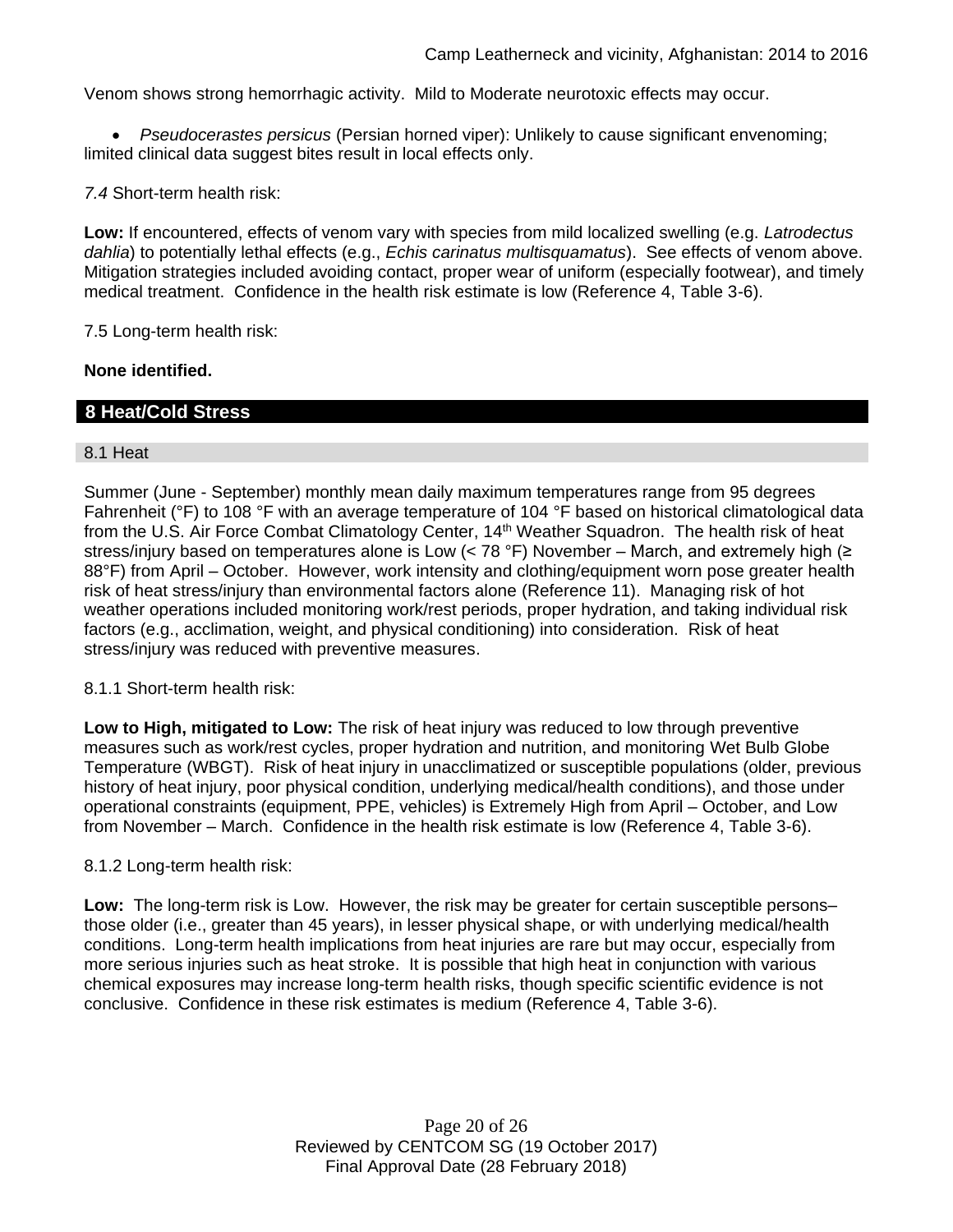Venom shows strong hemorrhagic activity. Mild to Moderate neurotoxic effects may occur.

- *Pseudocerastes persicus* (Persian horned viper): Unlikely to cause significant envenoming; limited clinical data suggest bites result in local effects only.

*7.4* Short-term health risk:

**Low:** If encountered, effects of venom vary with species from mild localized swelling (e.g. *Latrodectus dahlia*) to potentially lethal effects (e.g., *Echis carinatus multisquamatus*). See effects of venom above. Mitigation strategies included avoiding contact, proper wear of uniform (especially footwear), and timely medical treatment. Confidence in the health risk estimate is low (Reference 4, Table 3-6).

7.5 Long-term health risk:

**None identified.**

## 8 Heat/Cold Stress

### 8.1 Heat

Summer (June - September) monthly mean daily maximum temperatures range from 95 degrees Fahrenheit (°F) to 108 °F with an average temperature of 104 °F based on historical climatological data from the U.S. Air Force Combat Climatology Center, 14th Weather Squadron. The health risk of heat stress/injury based on temperatures alone is Low (< 78 °F) November – March, and extremely high (≥ 88°F) from April – October. However, work intensity and clothing/equipment worn pose greater health risk of heat stress/injury than environmental factors alone (Reference 11). Managing risk of hot weather operations included monitoring work/rest periods, proper hydration, and taking individual risk factors (e.g., acclimation, weight, and physical conditioning) into consideration. Risk of heat stress/injury was reduced with preventive measures.

8.1.1 Short-term health risk:

**Low to High, mitigated to Low:** The risk of heat injury was reduced to low through preventive measures such as work/rest cycles, proper hydration and nutrition, and monitoring Wet Bulb Globe Temperature (WBGT). Risk of heat injury in unacclimatized or susceptible populations (older, previous history of heat injury, poor physical condition, underlying medical/health conditions), and those under operational constraints (equipment, PPE, vehicles) is Extremely High from April – October, and Low from November – March. Confidence in the health risk estimate is low (Reference 4, Table 3-6).

8.1.2 Long-term health risk:

**Low:** The long-term risk is Low. However, the risk may be greater for certain susceptible persons– those older (i.e., greater than 45 years), in lesser physical shape, or with underlying medical/health conditions. Long-term health implications from heat injuries are rare but may occur, especially from more serious injuries such as heat stroke. It is possible that high heat in conjunction with various chemical exposures may increase long-term health risks, though specific scientific evidence is not conclusive. Confidence in these risk estimates is medium (Reference 4, Table 3-6).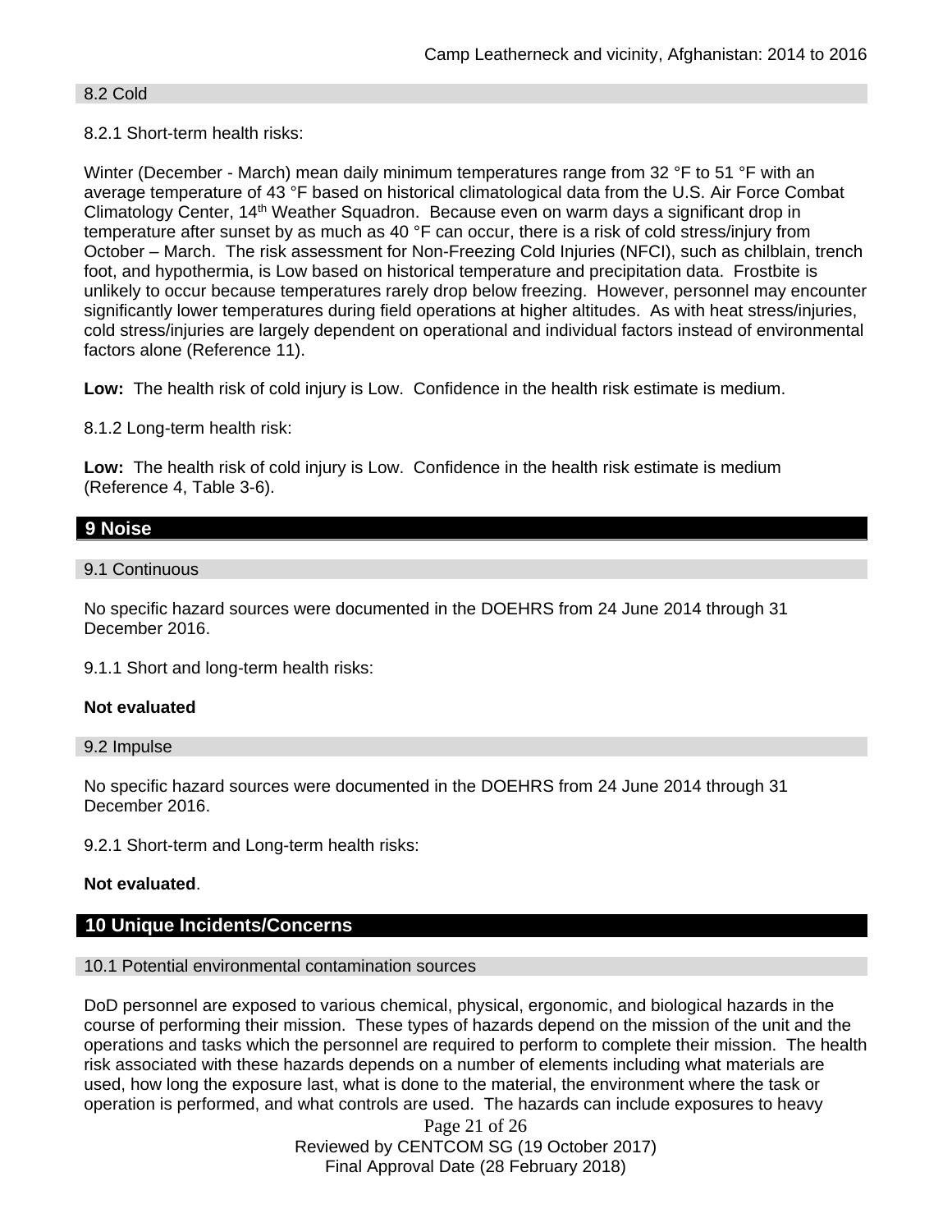### 8.2 Cold

8.2.1 Short-term health risks:

Winter (December - March) mean daily minimum temperatures range from 32 °F to 51 °F with an average temperature of 43 °F based on historical climatological data from the U.S. Air Force Combat Climatology Center, 14th Weather Squadron. Because even on warm days a significant drop in temperature after sunset by as much as 40 °F can occur, there is a risk of cold stress/injury from October – March. The risk assessment for Non-Freezing Cold Injuries (NFCI), such as chilblain, trench foot, and hypothermia, is Low based on historical temperature and precipitation data. Frostbite is unlikely to occur because temperatures rarely drop below freezing. However, personnel may encounter significantly lower temperatures during field operations at higher altitudes. As with heat stress/injuries, cold stress/injuries are largely dependent on operational and individual factors instead of environmental factors alone (Reference 11).

**Low:** The health risk of cold injury is Low. Confidence in the health risk estimate is medium.

8.1.2 Long-term health risk:

**Low:** The health risk of cold injury is Low. Confidence in the health risk estimate is medium (Reference 4, Table 3-6).

## 9 Noise

### 9.1 Continuous

No specific hazard sources were documented in the DOEHRS from 24 June 2014 through 31 December 2016.

9.1.1 Short and long-term health risks:

**Not evaluated**

### 9.2 Impulse

No specific hazard sources were documented in the DOEHRS from 24 June 2014 through 31 December 2016.

9.2.1 Short-term and Long-term health risks:

**Not evaluated**.

## 10 Unique Incidents/Concerns

### 10.1 Potential environmental contamination sources

DoD personnel are exposed to various chemical, physical, ergonomic, and biological hazards in the course of performing their mission. These types of hazards depend on the mission of the unit and the operations and tasks which the personnel are required to perform to complete their mission. The health risk associated with these hazards depends on a number of elements including what materials are used, how long the exposure last, what is done to the material, the environment where the task or operation is performed, and what controls are used. The hazards can include exposures to heavy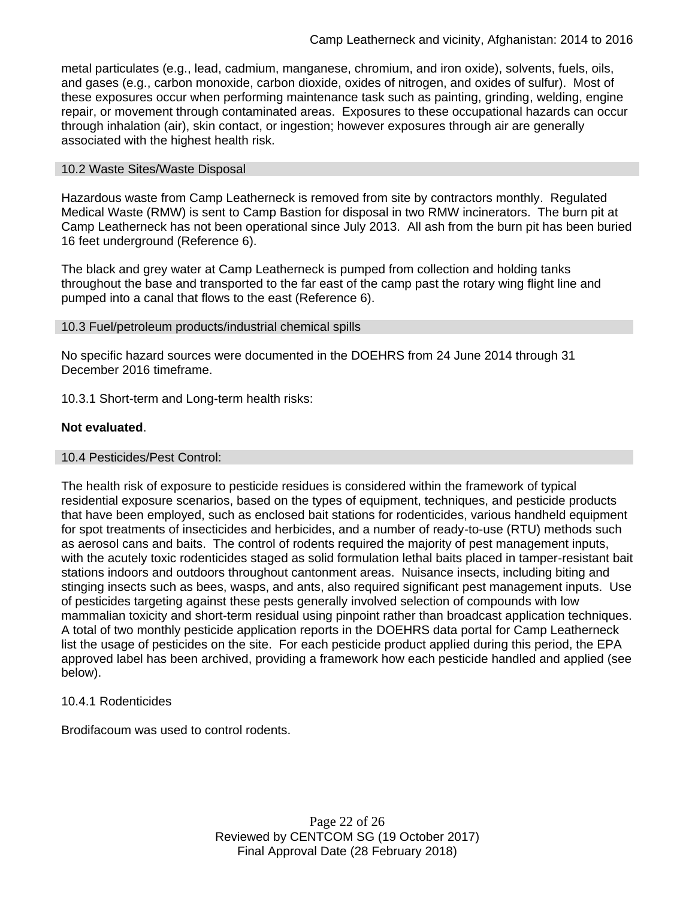metal particulates (e.g., lead, cadmium, manganese, chromium, and iron oxide), solvents, fuels, oils, and gases (e.g., carbon monoxide, carbon dioxide, oxides of nitrogen, and oxides of sulfur). Most of these exposures occur when performing maintenance task such as painting, grinding, welding, engine repair, or movement through contaminated areas. Exposures to these occupational hazards can occur through inhalation (air), skin contact, or ingestion; however exposures through air are generally associated with the highest health risk.

## 10.2 Waste Sites/Waste Disposal

Hazardous waste from Camp Leatherneck is removed from site by contractors monthly. Regulated Medical Waste (RMW) is sent to Camp Bastion for disposal in two RMW incinerators. The burn pit at Camp Leatherneck has not been operational since July 2013. All ash from the burn pit has been buried 16 feet underground (Reference 6).

The black and grey water at Camp Leatherneck is pumped from collection and holding tanks throughout the base and transported to the far east of the camp past the rotary wing flight line and pumped into a canal that flows to the east (Reference 6).

## 10.3 Fuel/petroleum products/industrial chemical spills

No specific hazard sources were documented in the DOEHRS from 24 June 2014 through 31 December 2016 timeframe.

10.3.1 Short-term and Long-term health risks:

**Not evaluated**.

## 10.4 Pesticides/Pest Control:

The health risk of exposure to pesticide residues is considered within the framework of typical residential exposure scenarios, based on the types of equipment, techniques, and pesticide products that have been employed, such as enclosed bait stations for rodenticides, various handheld equipment for spot treatments of insecticides and herbicides, and a number of ready-to-use (RTU) methods such as aerosol cans and baits. The control of rodents required the majority of pest management inputs, with the acutely toxic rodenticides staged as solid formulation lethal baits placed in tamper-resistant bait stations indoors and outdoors throughout cantonment areas. Nuisance insects, including biting and stinging insects such as bees, wasps, and ants, also required significant pest management inputs. Use of pesticides targeting against these pests generally involved selection of compounds with low mammalian toxicity and short-term residual using pinpoint rather than broadcast application techniques. A total of two monthly pesticide application reports in the DOEHRS data portal for Camp Leatherneck list the usage of pesticides on the site. For each pesticide product applied during this period, the EPA approved label has been archived, providing a framework how each pesticide handled and applied (see below).

10.4.1 Rodenticides

Brodifacoum was used to control rodents.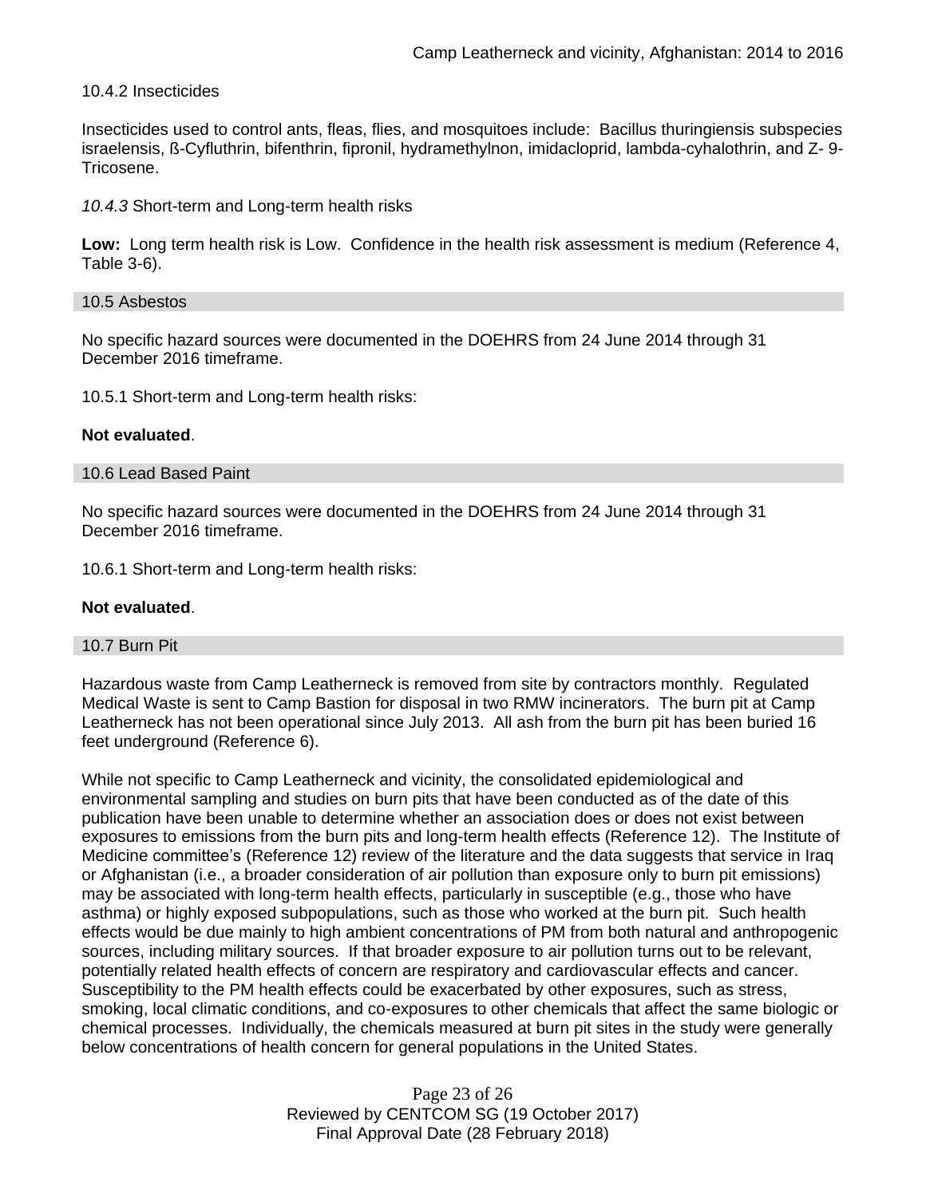10.4.2 Insecticides

Insecticides used to control ants, fleas, flies, and mosquitoes include: Bacillus thuringiensis subspecies israelensis, ß-Cyfluthrin, bifenthrin, fipronil, hydramethylnon, imidacloprid, lambda-cyhalothrin, and Z- 9-Tricosene.

*10.4.3* Short-term and Long-term health risks

**Low:** Long term health risk is Low. Confidence in the health risk assessment is medium (Reference 4, Table 3-6).

## 10.5 Asbestos

No specific hazard sources were documented in the DOEHRS from 24 June 2014 through 31 December 2016 timeframe.

10.5.1 Short-term and Long-term health risks:

**Not evaluated**.

## 10.6 Lead Based Paint

No specific hazard sources were documented in the DOEHRS from 24 June 2014 through 31 December 2016 timeframe.

10.6.1 Short-term and Long-term health risks:

**Not evaluated**.

## 10.7 Burn Pit

Hazardous waste from Camp Leatherneck is removed from site by contractors monthly. Regulated Medical Waste is sent to Camp Bastion for disposal in two RMW incinerators. The burn pit at Camp Leatherneck has not been operational since July 2013. All ash from the burn pit has been buried 16 feet underground (Reference 6).

While not specific to Camp Leatherneck and vicinity, the consolidated epidemiological and environmental sampling and studies on burn pits that have been conducted as of the date of this publication have been unable to determine whether an association does or does not exist between exposures to emissions from the burn pits and long-term health effects (Reference 12). The Institute of Medicine committee's (Reference 12) review of the literature and the data suggests that service in Iraq or Afghanistan (i.e., a broader consideration of air pollution than exposure only to burn pit emissions) may be associated with long-term health effects, particularly in susceptible (e.g., those who have asthma) or highly exposed subpopulations, such as those who worked at the burn pit. Such health effects would be due mainly to high ambient concentrations of PM from both natural and anthropogenic sources, including military sources. If that broader exposure to air pollution turns out to be relevant, potentially related health effects of concern are respiratory and cardiovascular effects and cancer. Susceptibility to the PM health effects could be exacerbated by other exposures, such as stress, smoking, local climatic conditions, and co-exposures to other chemicals that affect the same biologic or chemical processes. Individually, the chemicals measured at burn pit sites in the study were generally below concentrations of health concern for general populations in the United States.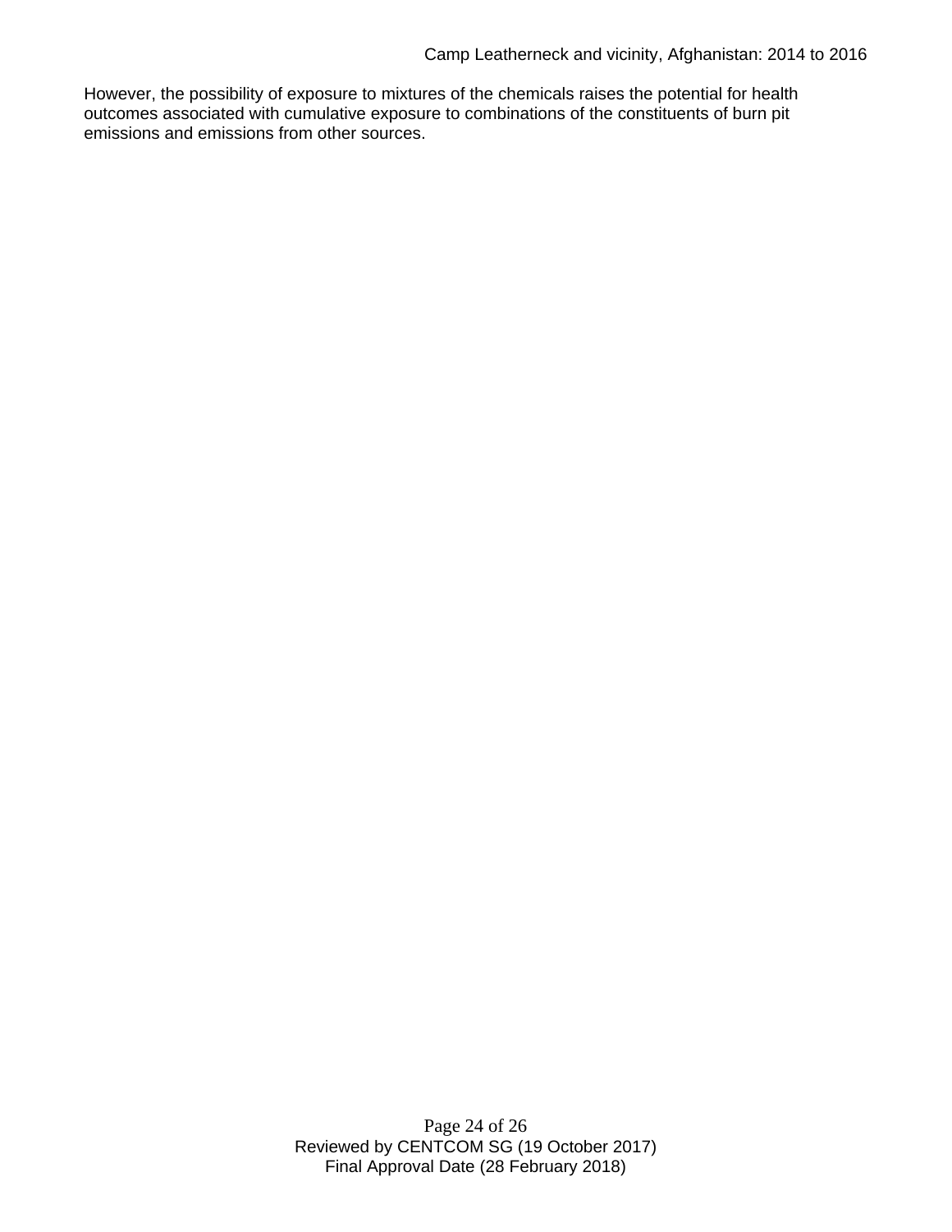However, the possibility of exposure to mixtures of the chemicals raises the potential for health outcomes associated with cumulative exposure to combinations of the constituents of burn pit emissions and emissions from other sources.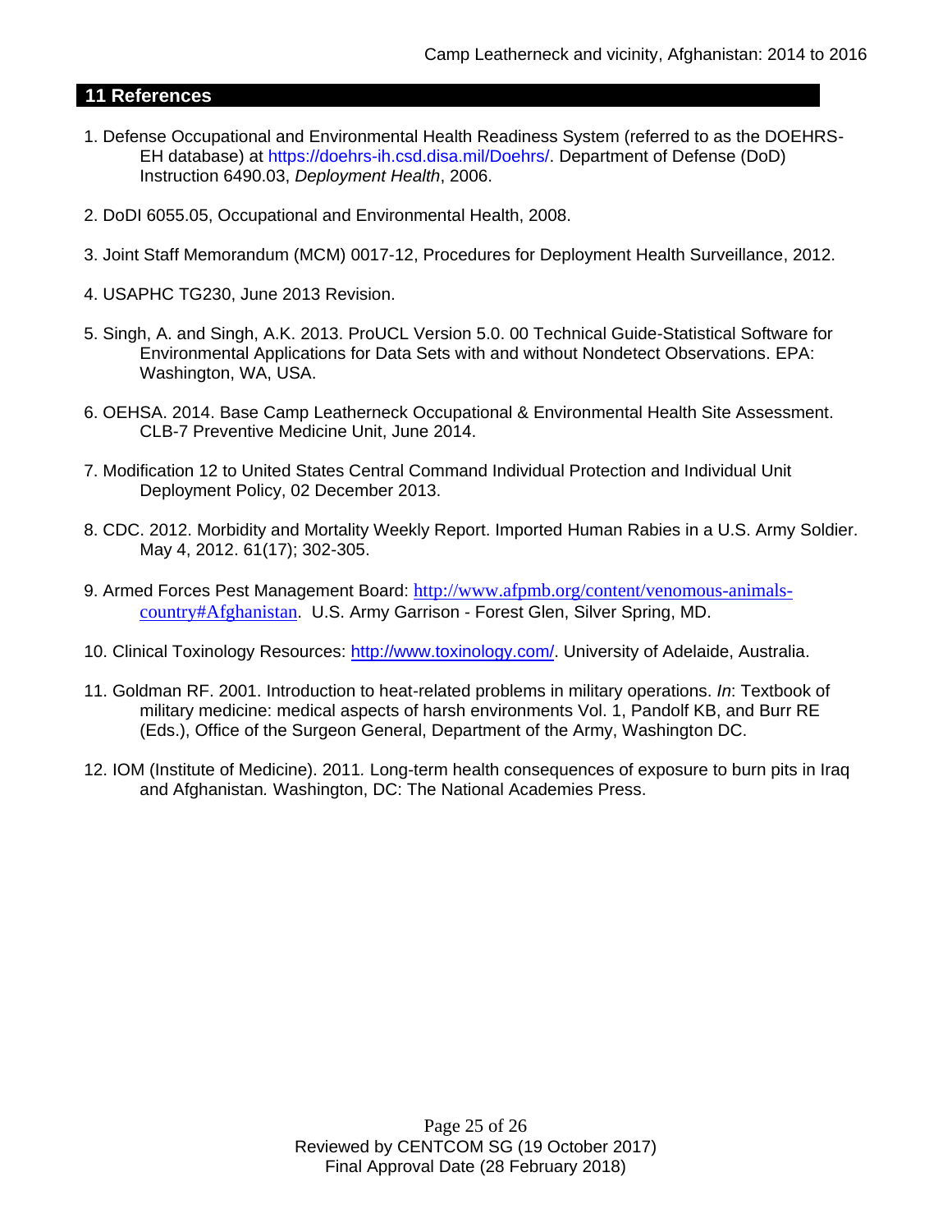## 11 References

1. Defense Occupational and Environmental Health Readiness System (referred to as the DOEHRS-EH database) at https://doehrs-ih.csd.disa.mil/Doehrs/. Department of Defense (DoD) Instruction 6490.03, *Deployment Health*, 2006.

2. DoDI 6055.05, Occupational and Environmental Health, 2008.

3. Joint Staff Memorandum (MCM) 0017-12, Procedures for Deployment Health Surveillance, 2012.

4. USAPHC TG230, June 2013 Revision.

5. Singh, A. and Singh, A.K. 2013. ProUCL Version 5.0. 00 Technical Guide-Statistical Software for Environmental Applications for Data Sets with and without Nondetect Observations. EPA: Washington, WA, USA.

6. OEHSA. 2014. Base Camp Leatherneck Occupational & Environmental Health Site Assessment. CLB-7 Preventive Medicine Unit, June 2014.

7. Modification 12 to United States Central Command Individual Protection and Individual Unit Deployment Policy, 02 December 2013.

8. CDC. 2012. Morbidity and Mortality Weekly Report. Imported Human Rabies in a U.S. Army Soldier. May 4, 2012. 61(17); 302-305.

9. Armed Forces Pest Management Board: http://www.afpmb.org/content/venomous-animals-country#Afghanistan. U.S. Army Garrison - Forest Glen, Silver Spring, MD.

10. Clinical Toxinology Resources: http://www.toxinology.com/. University of Adelaide, Australia.

11. Goldman RF. 2001. Introduction to heat-related problems in military operations. *In*: Textbook of military medicine: medical aspects of harsh environments Vol. 1, Pandolf KB, and Burr RE (Eds.), Office of the Surgeon General, Department of the Army, Washington DC.

12. IOM (Institute of Medicine). 2011*.* Long-term health consequences of exposure to burn pits in Iraq and Afghanistan*.* Washington, DC: The National Academies Press.

Reviewed by CENTCOM SG (19 October 2017)
Final Approval Date (28 February 2018)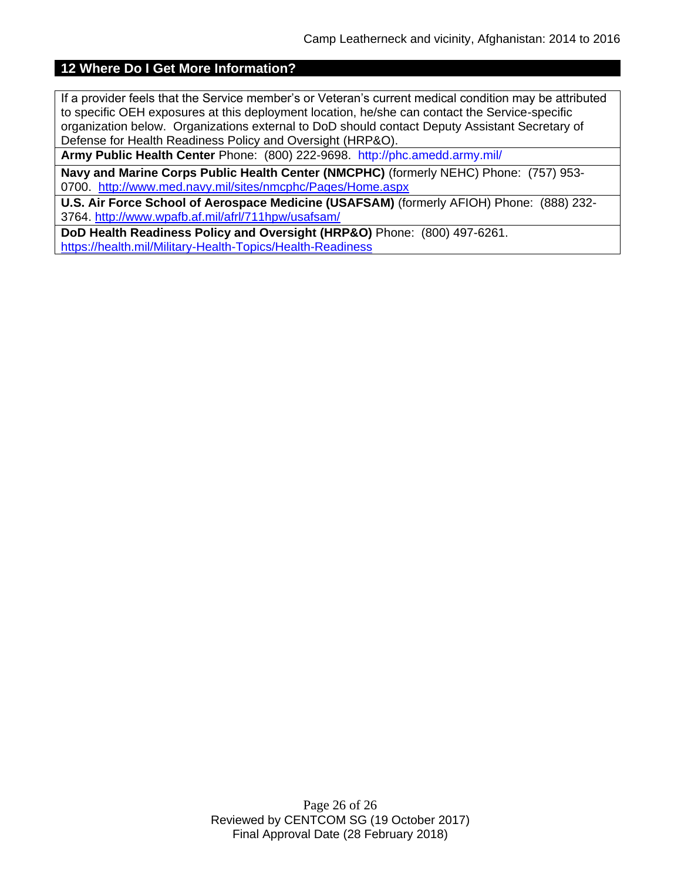## 12 Where Do I Get More Information?

| |
|---|
| If a provider feels that the Service member's or Veteran's current medical condition may be attributed to specific OEH exposures at this deployment location, he/she can contact the Service-specific organization below. Organizations external to DoD should contact Deputy Assistant Secretary of Defense for Health Readiness Policy and Oversight (HRP&O). |
| **Army Public Health Center** Phone: (800) 222-9698. http://phc.amedd.army.mil/ |
| **Navy and Marine Corps Public Health Center (NMCPHC)** (formerly NEHC) Phone: (757) 953-0700. http://www.med.navy.mil/sites/nmcphc/Pages/Home.aspx |
| **U.S. Air Force School of Aerospace Medicine (USAFSAM)** (formerly AFIOH) Phone: (888) 232-3764. http://www.wpafb.af.mil/afrl/711hpw/usafsam/ |
| **DoD Health Readiness Policy and Oversight (HRP&O)** Phone: (800) 497-6261. https://health.mil/Military-Health-Topics/Health-Readiness |

Reviewed by CENTCOM SG (19 October 2017)
Final Approval Date (28 February 2018)